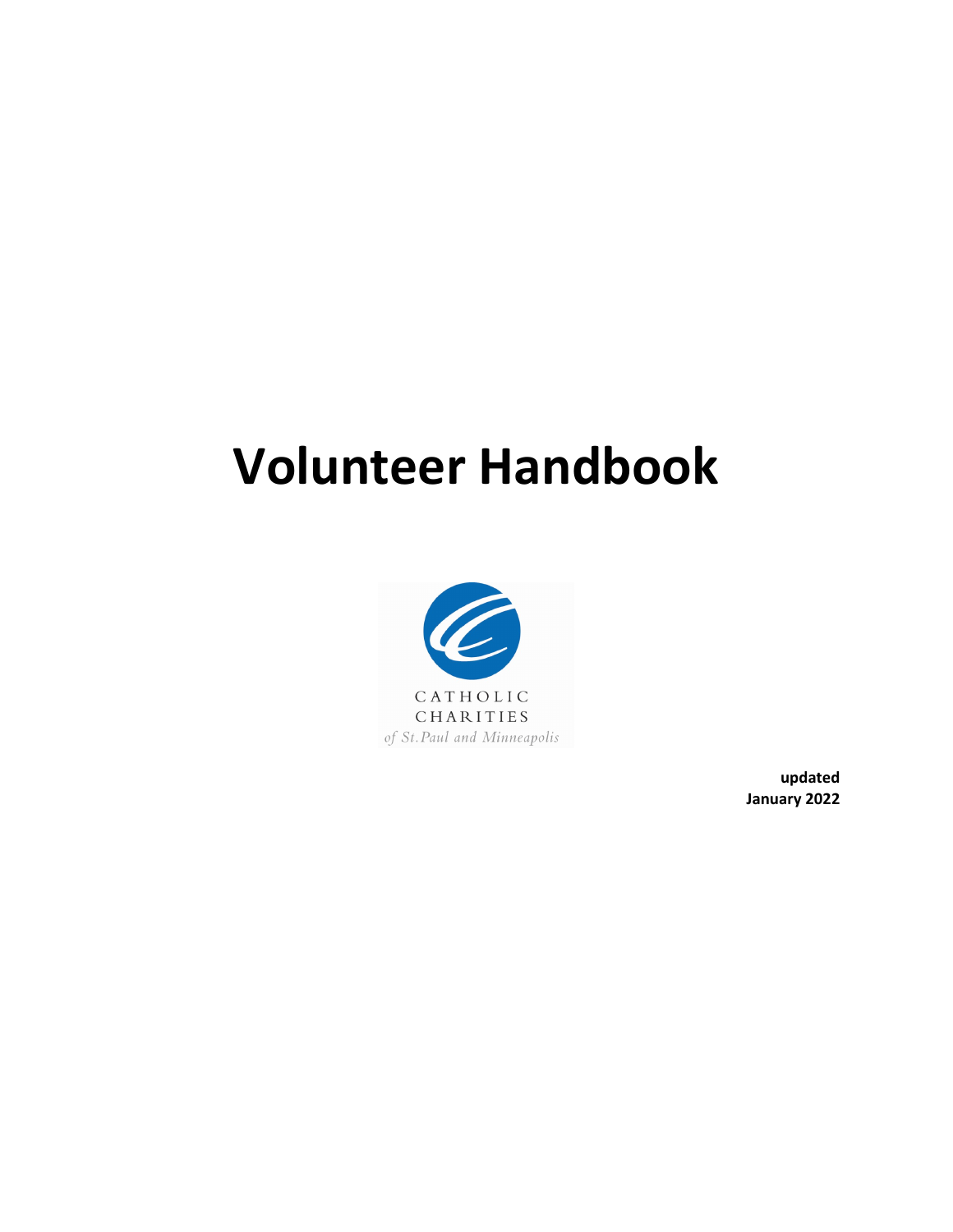# Volunteer Handbook

CATHOLIC
CHARITIES
*of St. Paul and Minneapolis*

**updated**
**January 2022**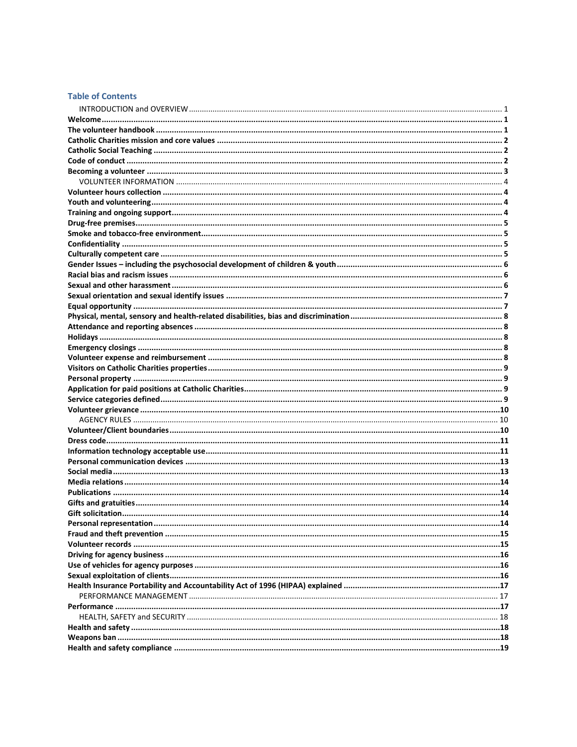## Table of Contents

INTRODUCTION and OVERVIEW ..... 1

**Welcome** ..... 1

**The volunteer handbook** ..... 1

**Catholic Charities mission and core values** ..... 2

**Catholic Social Teaching** ..... 2

**Code of conduct** ..... 2

**Becoming a volunteer** ..... 3

VOLUNTEER INFORMATION ..... 4

**Volunteer hours collection** ..... 4

**Youth and volunteering** ..... 4

**Training and ongoing support** ..... 4

**Drug-free premises** ..... 5

**Smoke and tobacco-free environment** ..... 5

**Confidentiality** ..... 5

**Culturally competent care** ..... 5

**Gender Issues – including the psychosocial development of children & youth** ..... 6

**Racial bias and racism issues** ..... 6

**Sexual and other harassment** ..... 6

**Sexual orientation and sexual identify issues** ..... 7

**Equal opportunity** ..... 7

**Physical, mental, sensory and health-related disabilities, bias and discrimination** ..... 8

**Attendance and reporting absences** ..... 8

**Holidays** ..... 8

**Emergency closings** ..... 8

**Volunteer expense and reimbursement** ..... 8

**Visitors on Catholic Charities properties** ..... 9

**Personal property** ..... 9

**Application for paid positions at Catholic Charities** ..... 9

**Service categories defined** ..... 9

**Volunteer grievance** ..... 10

AGENCY RULES ..... 10

**Volunteer/Client boundaries** ..... 10

**Dress code** ..... 11

**Information technology acceptable use** ..... 11

**Personal communication devices** ..... 13

**Social media** ..... 13

**Media relations** ..... 14

**Publications** ..... 14

**Gifts and gratuities** ..... 14

**Gift solicitation** ..... 14

**Personal representation** ..... 14

**Fraud and theft prevention** ..... 15

**Volunteer records** ..... 15

**Driving for agency business** ..... 16

**Use of vehicles for agency purposes** ..... 16

**Sexual exploitation of clients** ..... 16

**Health Insurance Portability and Accountability Act of 1996 (HIPAA) explained** ..... 17

PERFORMANCE MANAGEMENT ..... 17

**Performance** ..... 17

HEALTH, SAFETY and SECURITY ..... 18

**Health and safety** ..... 18

**Weapons ban** ..... 18

**Health and safety compliance** ..... 19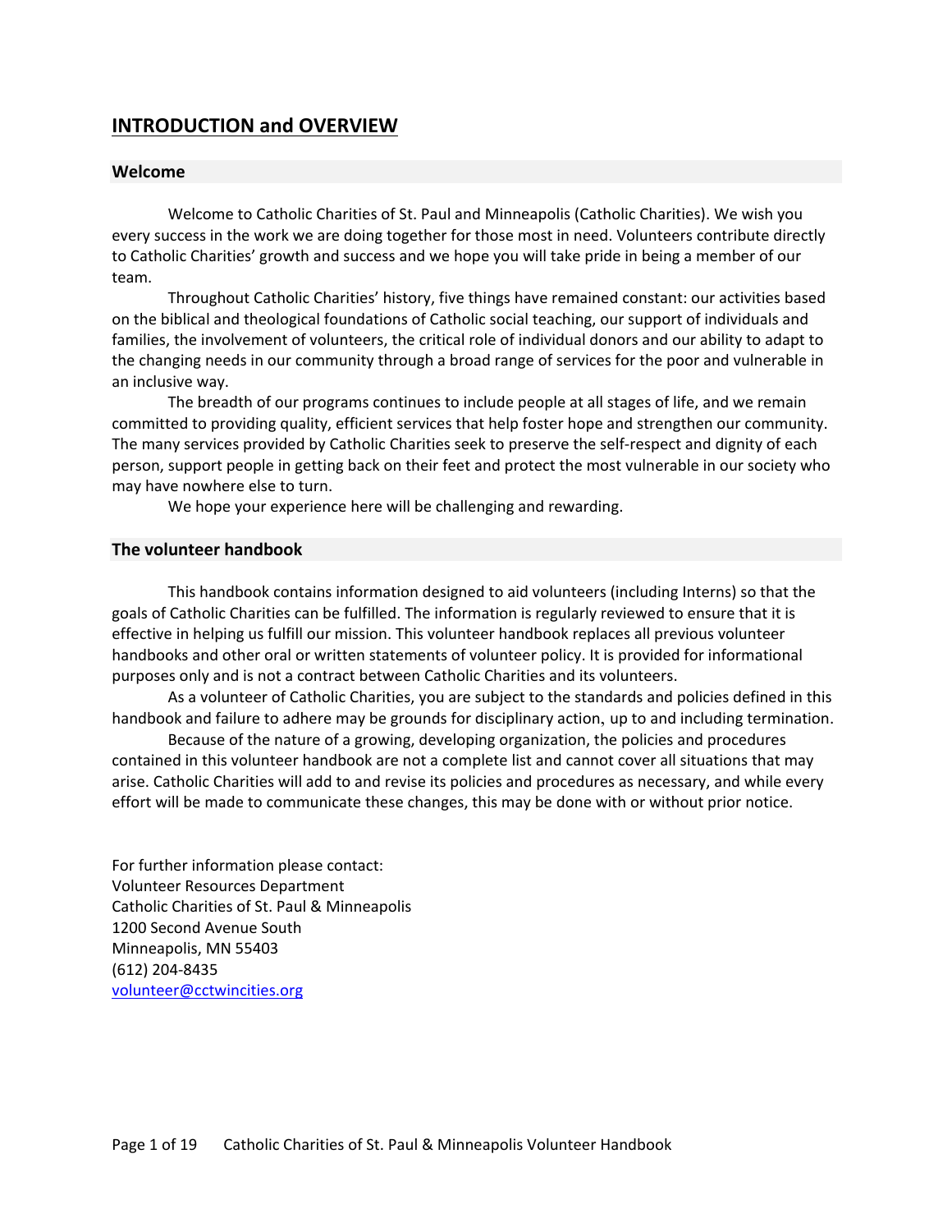# INTRODUCTION and OVERVIEW

## Welcome

Welcome to Catholic Charities of St. Paul and Minneapolis (Catholic Charities). We wish you every success in the work we are doing together for those most in need. Volunteers contribute directly to Catholic Charities' growth and success and we hope you will take pride in being a member of our team.

Throughout Catholic Charities' history, five things have remained constant: our activities based on the biblical and theological foundations of Catholic social teaching, our support of individuals and families, the involvement of volunteers, the critical role of individual donors and our ability to adapt to the changing needs in our community through a broad range of services for the poor and vulnerable in an inclusive way.

The breadth of our programs continues to include people at all stages of life, and we remain committed to providing quality, efficient services that help foster hope and strengthen our community. The many services provided by Catholic Charities seek to preserve the self-respect and dignity of each person, support people in getting back on their feet and protect the most vulnerable in our society who may have nowhere else to turn.

We hope your experience here will be challenging and rewarding.

## The volunteer handbook

This handbook contains information designed to aid volunteers (including Interns) so that the goals of Catholic Charities can be fulfilled. The information is regularly reviewed to ensure that it is effective in helping us fulfill our mission. This volunteer handbook replaces all previous volunteer handbooks and other oral or written statements of volunteer policy. It is provided for informational purposes only and is not a contract between Catholic Charities and its volunteers.

As a volunteer of Catholic Charities, you are subject to the standards and policies defined in this handbook and failure to adhere may be grounds for disciplinary action, up to and including termination.

Because of the nature of a growing, developing organization, the policies and procedures contained in this volunteer handbook are not a complete list and cannot cover all situations that may arise. Catholic Charities will add to and revise its policies and procedures as necessary, and while every effort will be made to communicate these changes, this may be done with or without prior notice.

For further information please contact:
Volunteer Resources Department
Catholic Charities of St. Paul & Minneapolis
1200 Second Avenue South
Minneapolis, MN 55403
(612) 204-8435
volunteer@cctwincities.org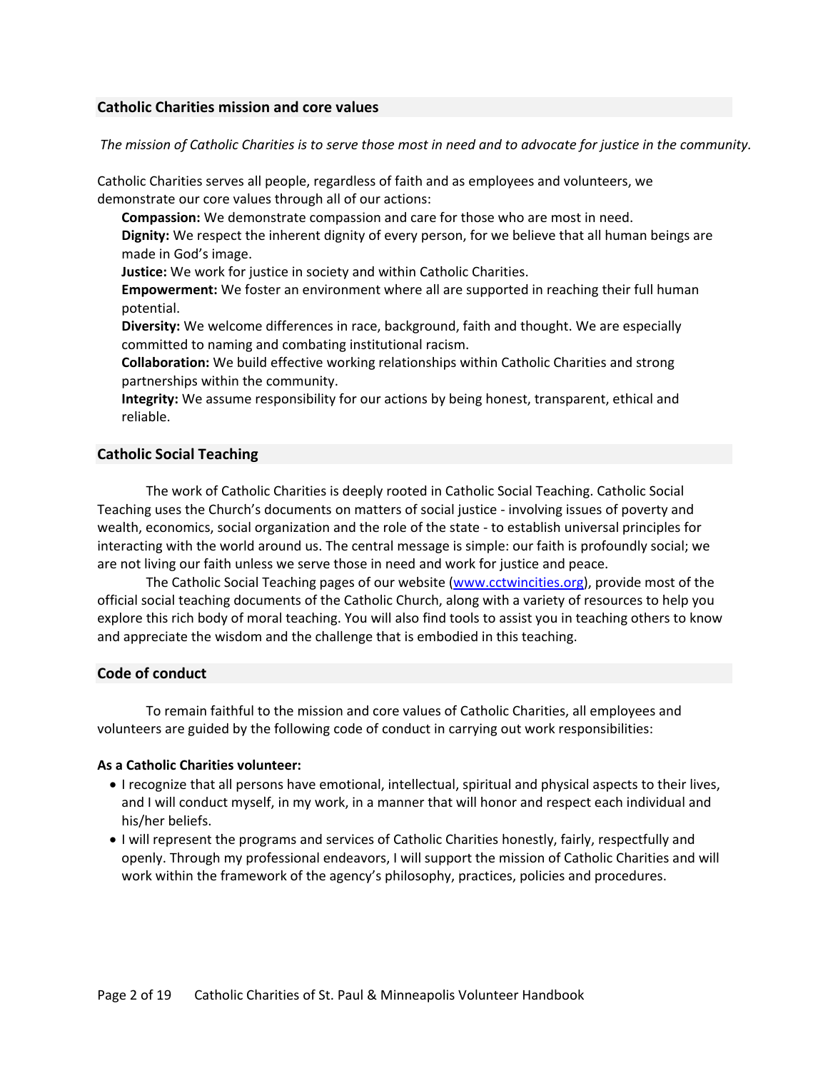## Catholic Charities mission and core values

*The mission of Catholic Charities is to serve those most in need and to advocate for justice in the community.*

Catholic Charities serves all people, regardless of faith and as employees and volunteers, we demonstrate our core values through all of our actions:

**Compassion:** We demonstrate compassion and care for those who are most in need.
**Dignity:** We respect the inherent dignity of every person, for we believe that all human beings are made in God's image.
**Justice:** We work for justice in society and within Catholic Charities.
**Empowerment:** We foster an environment where all are supported in reaching their full human potential.
**Diversity:** We welcome differences in race, background, faith and thought. We are especially committed to naming and combating institutional racism.
**Collaboration:** We build effective working relationships within Catholic Charities and strong partnerships within the community.
**Integrity:** We assume responsibility for our actions by being honest, transparent, ethical and reliable.

## Catholic Social Teaching

The work of Catholic Charities is deeply rooted in Catholic Social Teaching. Catholic Social Teaching uses the Church's documents on matters of social justice - involving issues of poverty and wealth, economics, social organization and the role of the state - to establish universal principles for interacting with the world around us. The central message is simple: our faith is profoundly social; we are not living our faith unless we serve those in need and work for justice and peace.

The Catholic Social Teaching pages of our website ([www.cctwincities.org](http://www.cctwincities.org)), provide most of the official social teaching documents of the Catholic Church, along with a variety of resources to help you explore this rich body of moral teaching. You will also find tools to assist you in teaching others to know and appreciate the wisdom and the challenge that is embodied in this teaching.

## Code of conduct

To remain faithful to the mission and core values of Catholic Charities, all employees and volunteers are guided by the following code of conduct in carrying out work responsibilities:

**As a Catholic Charities volunteer:**

- I recognize that all persons have emotional, intellectual, spiritual and physical aspects to their lives, and I will conduct myself, in my work, in a manner that will honor and respect each individual and his/her beliefs.
- I will represent the programs and services of Catholic Charities honestly, fairly, respectfully and openly. Through my professional endeavors, I will support the mission of Catholic Charities and will work within the framework of the agency's philosophy, practices, policies and procedures.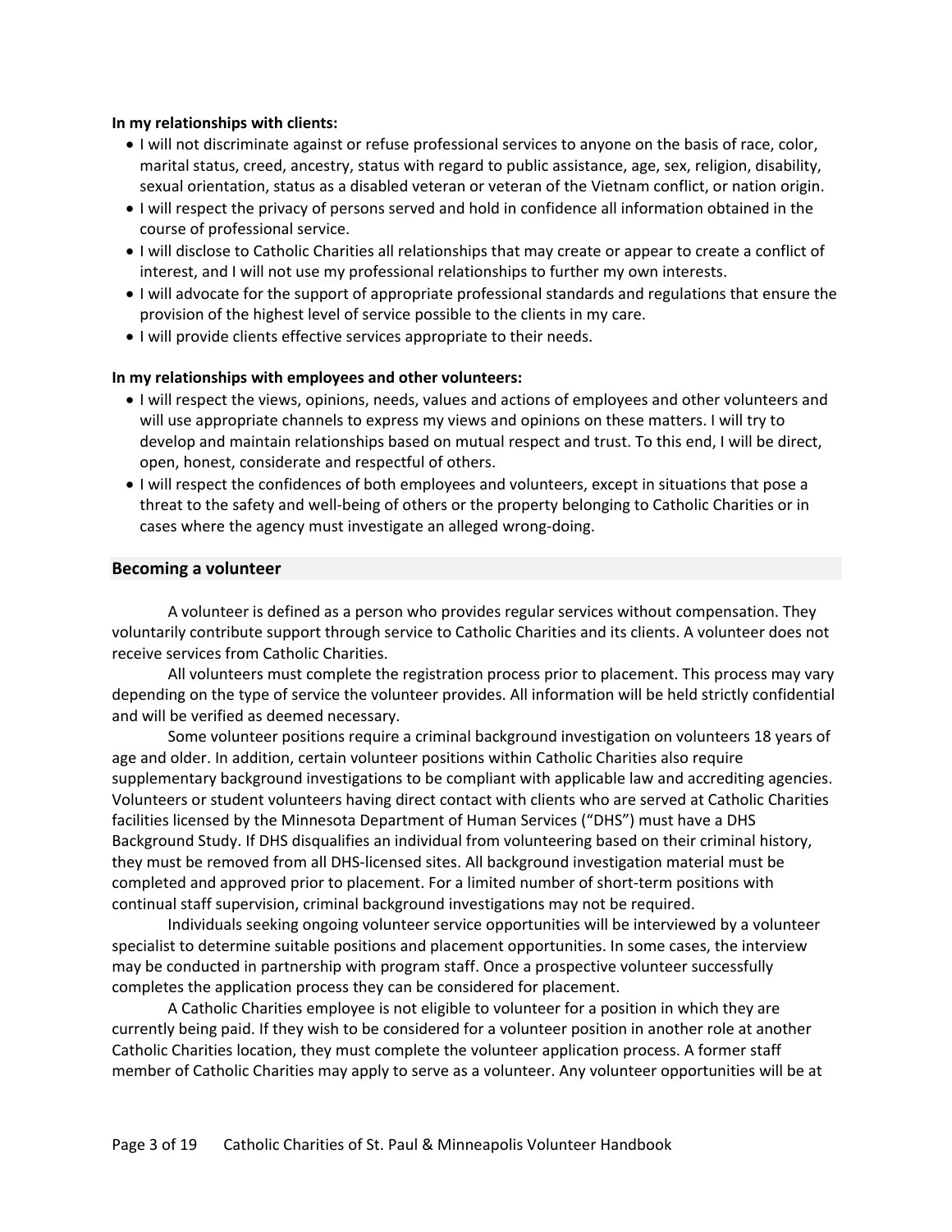**In my relationships with clients:**

- I will not discriminate against or refuse professional services to anyone on the basis of race, color, marital status, creed, ancestry, status with regard to public assistance, age, sex, religion, disability, sexual orientation, status as a disabled veteran or veteran of the Vietnam conflict, or nation origin.
- I will respect the privacy of persons served and hold in confidence all information obtained in the course of professional service.
- I will disclose to Catholic Charities all relationships that may create or appear to create a conflict of interest, and I will not use my professional relationships to further my own interests.
- I will advocate for the support of appropriate professional standards and regulations that ensure the provision of the highest level of service possible to the clients in my care.
- I will provide clients effective services appropriate to their needs.

**In my relationships with employees and other volunteers:**

- I will respect the views, opinions, needs, values and actions of employees and other volunteers and will use appropriate channels to express my views and opinions on these matters. I will try to develop and maintain relationships based on mutual respect and trust. To this end, I will be direct, open, honest, considerate and respectful of others.
- I will respect the confidences of both employees and volunteers, except in situations that pose a threat to the safety and well-being of others or the property belonging to Catholic Charities or in cases where the agency must investigate an alleged wrong-doing.

## Becoming a volunteer

A volunteer is defined as a person who provides regular services without compensation. They voluntarily contribute support through service to Catholic Charities and its clients. A volunteer does not receive services from Catholic Charities.

All volunteers must complete the registration process prior to placement. This process may vary depending on the type of service the volunteer provides. All information will be held strictly confidential and will be verified as deemed necessary.

Some volunteer positions require a criminal background investigation on volunteers 18 years of age and older. In addition, certain volunteer positions within Catholic Charities also require supplementary background investigations to be compliant with applicable law and accrediting agencies. Volunteers or student volunteers having direct contact with clients who are served at Catholic Charities facilities licensed by the Minnesota Department of Human Services ("DHS") must have a DHS Background Study. If DHS disqualifies an individual from volunteering based on their criminal history, they must be removed from all DHS-licensed sites. All background investigation material must be completed and approved prior to placement. For a limited number of short-term positions with continual staff supervision, criminal background investigations may not be required.

Individuals seeking ongoing volunteer service opportunities will be interviewed by a volunteer specialist to determine suitable positions and placement opportunities. In some cases, the interview may be conducted in partnership with program staff. Once a prospective volunteer successfully completes the application process they can be considered for placement.

A Catholic Charities employee is not eligible to volunteer for a position in which they are currently being paid. If they wish to be considered for a volunteer position in another role at another Catholic Charities location, they must complete the volunteer application process. A former staff member of Catholic Charities may apply to serve as a volunteer. Any volunteer opportunities will be at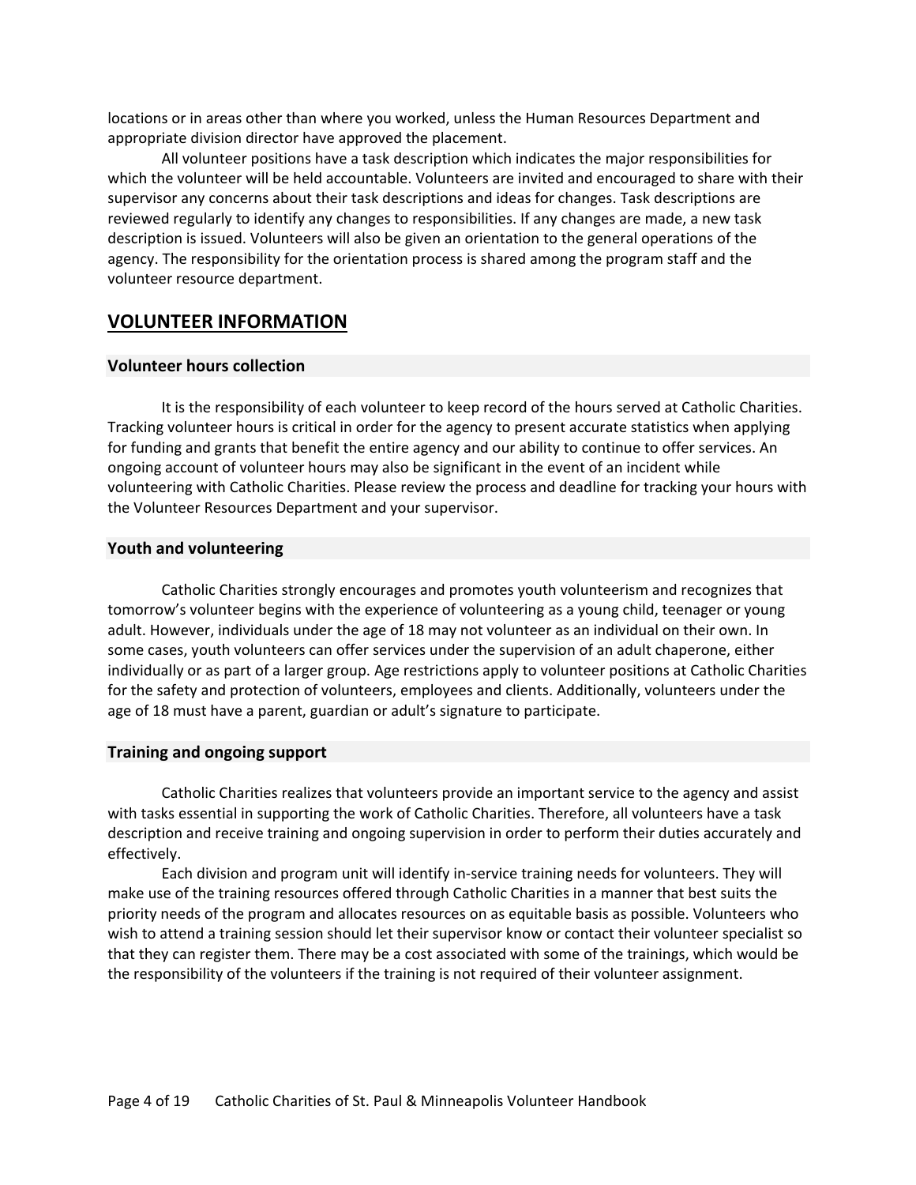locations or in areas other than where you worked, unless the Human Resources Department and appropriate division director have approved the placement.

All volunteer positions have a task description which indicates the major responsibilities for which the volunteer will be held accountable. Volunteers are invited and encouraged to share with their supervisor any concerns about their task descriptions and ideas for changes. Task descriptions are reviewed regularly to identify any changes to responsibilities. If any changes are made, a new task description is issued. Volunteers will also be given an orientation to the general operations of the agency. The responsibility for the orientation process is shared among the program staff and the volunteer resource department.

## VOLUNTEER INFORMATION

### Volunteer hours collection

It is the responsibility of each volunteer to keep record of the hours served at Catholic Charities. Tracking volunteer hours is critical in order for the agency to present accurate statistics when applying for funding and grants that benefit the entire agency and our ability to continue to offer services. An ongoing account of volunteer hours may also be significant in the event of an incident while volunteering with Catholic Charities. Please review the process and deadline for tracking your hours with the Volunteer Resources Department and your supervisor.

### Youth and volunteering

Catholic Charities strongly encourages and promotes youth volunteerism and recognizes that tomorrow's volunteer begins with the experience of volunteering as a young child, teenager or young adult. However, individuals under the age of 18 may not volunteer as an individual on their own. In some cases, youth volunteers can offer services under the supervision of an adult chaperone, either individually or as part of a larger group. Age restrictions apply to volunteer positions at Catholic Charities for the safety and protection of volunteers, employees and clients. Additionally, volunteers under the age of 18 must have a parent, guardian or adult's signature to participate.

### Training and ongoing support

Catholic Charities realizes that volunteers provide an important service to the agency and assist with tasks essential in supporting the work of Catholic Charities. Therefore, all volunteers have a task description and receive training and ongoing supervision in order to perform their duties accurately and effectively.

Each division and program unit will identify in-service training needs for volunteers. They will make use of the training resources offered through Catholic Charities in a manner that best suits the priority needs of the program and allocates resources on as equitable basis as possible. Volunteers who wish to attend a training session should let their supervisor know or contact their volunteer specialist so that they can register them. There may be a cost associated with some of the trainings, which would be the responsibility of the volunteers if the training is not required of their volunteer assignment.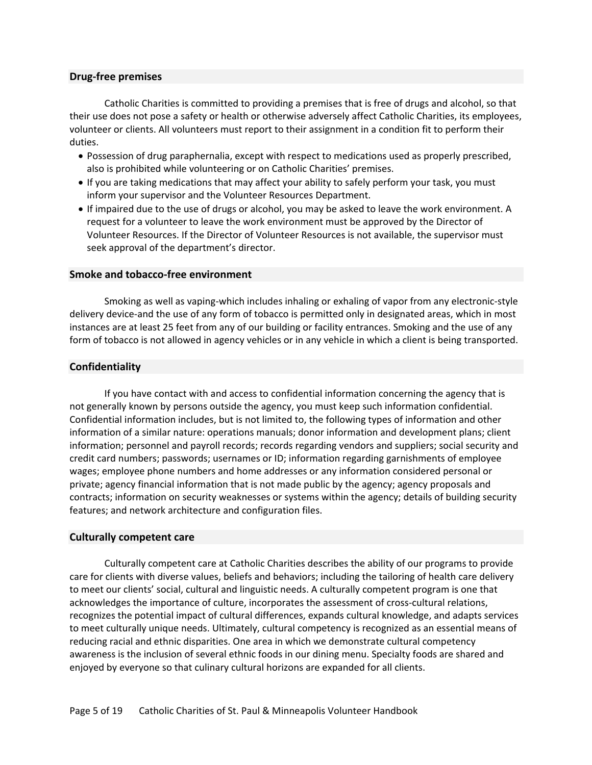### Drug-free premises

Catholic Charities is committed to providing a premises that is free of drugs and alcohol, so that their use does not pose a safety or health or otherwise adversely affect Catholic Charities, its employees, volunteer or clients. All volunteers must report to their assignment in a condition fit to perform their duties.

- Possession of drug paraphernalia, except with respect to medications used as properly prescribed, also is prohibited while volunteering or on Catholic Charities' premises.
- If you are taking medications that may affect your ability to safely perform your task, you must inform your supervisor and the Volunteer Resources Department.
- If impaired due to the use of drugs or alcohol, you may be asked to leave the work environment. A request for a volunteer to leave the work environment must be approved by the Director of Volunteer Resources. If the Director of Volunteer Resources is not available, the supervisor must seek approval of the department's director.

### Smoke and tobacco-free environment

Smoking as well as vaping-which includes inhaling or exhaling of vapor from any electronic-style delivery device-and the use of any form of tobacco is permitted only in designated areas, which in most instances are at least 25 feet from any of our building or facility entrances. Smoking and the use of any form of tobacco is not allowed in agency vehicles or in any vehicle in which a client is being transported.

### Confidentiality

If you have contact with and access to confidential information concerning the agency that is not generally known by persons outside the agency, you must keep such information confidential. Confidential information includes, but is not limited to, the following types of information and other information of a similar nature: operations manuals; donor information and development plans; client information; personnel and payroll records; records regarding vendors and suppliers; social security and credit card numbers; passwords; usernames or ID; information regarding garnishments of employee wages; employee phone numbers and home addresses or any information considered personal or private; agency financial information that is not made public by the agency; agency proposals and contracts; information on security weaknesses or systems within the agency; details of building security features; and network architecture and configuration files.

### Culturally competent care

Culturally competent care at Catholic Charities describes the ability of our programs to provide care for clients with diverse values, beliefs and behaviors; including the tailoring of health care delivery to meet our clients' social, cultural and linguistic needs. A culturally competent program is one that acknowledges the importance of culture, incorporates the assessment of cross-cultural relations, recognizes the potential impact of cultural differences, expands cultural knowledge, and adapts services to meet culturally unique needs. Ultimately, cultural competency is recognized as an essential means of reducing racial and ethnic disparities. One area in which we demonstrate cultural competency awareness is the inclusion of several ethnic foods in our dining menu. Specialty foods are shared and enjoyed by everyone so that culinary cultural horizons are expanded for all clients.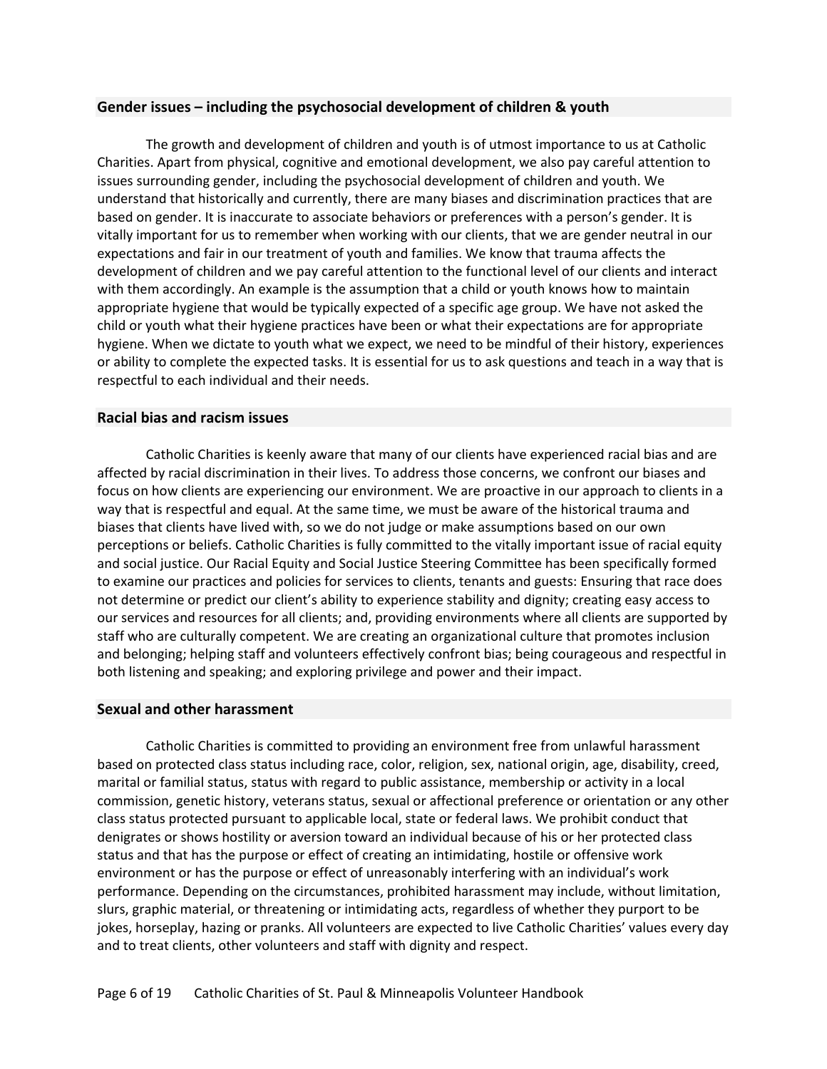## Gender issues – including the psychosocial development of children & youth

The growth and development of children and youth is of utmost importance to us at Catholic Charities. Apart from physical, cognitive and emotional development, we also pay careful attention to issues surrounding gender, including the psychosocial development of children and youth. We understand that historically and currently, there are many biases and discrimination practices that are based on gender. It is inaccurate to associate behaviors or preferences with a person's gender. It is vitally important for us to remember when working with our clients, that we are gender neutral in our expectations and fair in our treatment of youth and families. We know that trauma affects the development of children and we pay careful attention to the functional level of our clients and interact with them accordingly. An example is the assumption that a child or youth knows how to maintain appropriate hygiene that would be typically expected of a specific age group. We have not asked the child or youth what their hygiene practices have been or what their expectations are for appropriate hygiene. When we dictate to youth what we expect, we need to be mindful of their history, experiences or ability to complete the expected tasks. It is essential for us to ask questions and teach in a way that is respectful to each individual and their needs.

## Racial bias and racism issues

Catholic Charities is keenly aware that many of our clients have experienced racial bias and are affected by racial discrimination in their lives. To address those concerns, we confront our biases and focus on how clients are experiencing our environment. We are proactive in our approach to clients in a way that is respectful and equal. At the same time, we must be aware of the historical trauma and biases that clients have lived with, so we do not judge or make assumptions based on our own perceptions or beliefs. Catholic Charities is fully committed to the vitally important issue of racial equity and social justice. Our Racial Equity and Social Justice Steering Committee has been specifically formed to examine our practices and policies for services to clients, tenants and guests: Ensuring that race does not determine or predict our client's ability to experience stability and dignity; creating easy access to our services and resources for all clients; and, providing environments where all clients are supported by staff who are culturally competent. We are creating an organizational culture that promotes inclusion and belonging; helping staff and volunteers effectively confront bias; being courageous and respectful in both listening and speaking; and exploring privilege and power and their impact.

## Sexual and other harassment

Catholic Charities is committed to providing an environment free from unlawful harassment based on protected class status including race, color, religion, sex, national origin, age, disability, creed, marital or familial status, status with regard to public assistance, membership or activity in a local commission, genetic history, veterans status, sexual or affectional preference or orientation or any other class status protected pursuant to applicable local, state or federal laws. We prohibit conduct that denigrates or shows hostility or aversion toward an individual because of his or her protected class status and that has the purpose or effect of creating an intimidating, hostile or offensive work environment or has the purpose or effect of unreasonably interfering with an individual's work performance. Depending on the circumstances, prohibited harassment may include, without limitation, slurs, graphic material, or threatening or intimidating acts, regardless of whether they purport to be jokes, horseplay, hazing or pranks. All volunteers are expected to live Catholic Charities' values every day and to treat clients, other volunteers and staff with dignity and respect.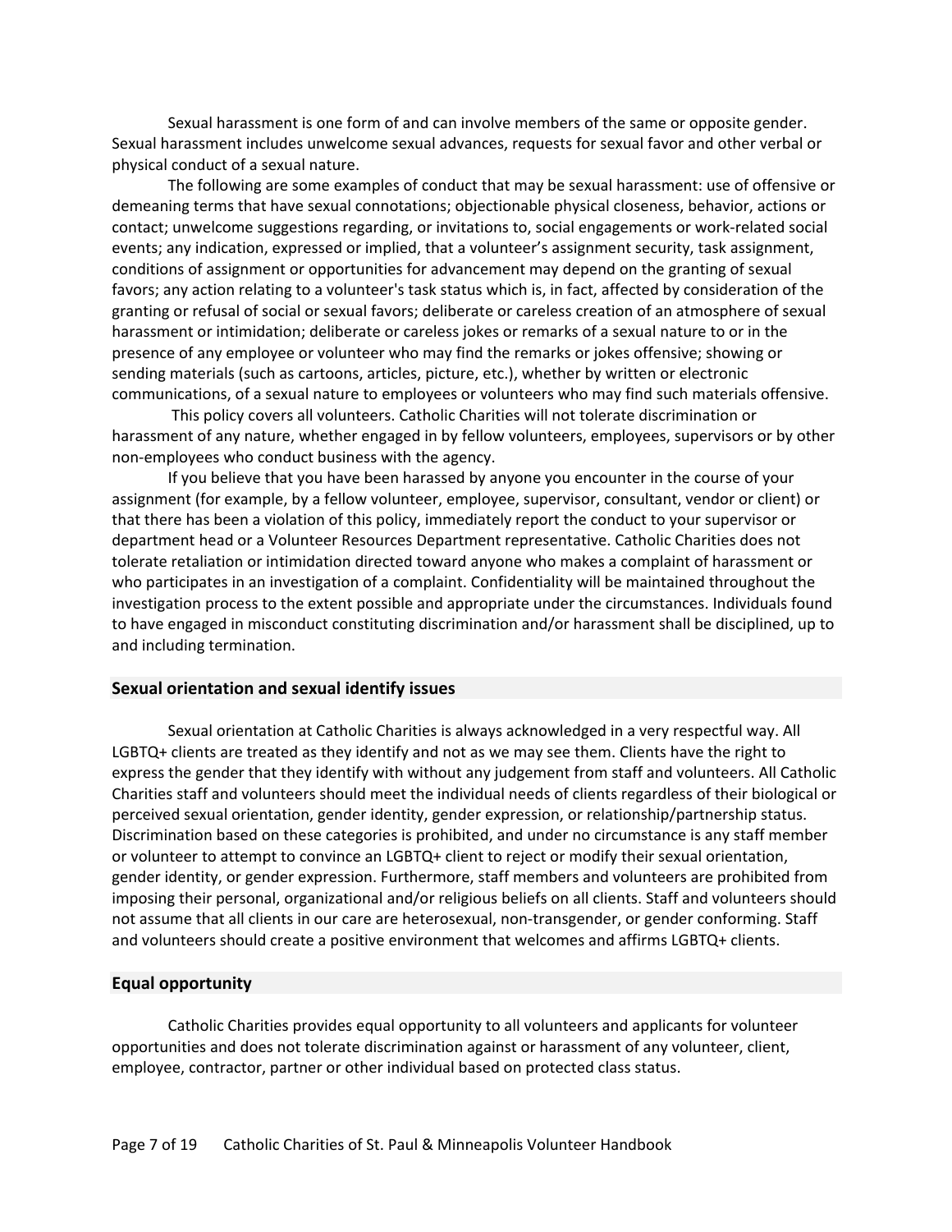Sexual harassment is one form of and can involve members of the same or opposite gender. Sexual harassment includes unwelcome sexual advances, requests for sexual favor and other verbal or physical conduct of a sexual nature.

The following are some examples of conduct that may be sexual harassment: use of offensive or demeaning terms that have sexual connotations; objectionable physical closeness, behavior, actions or contact; unwelcome suggestions regarding, or invitations to, social engagements or work-related social events; any indication, expressed or implied, that a volunteer's assignment security, task assignment, conditions of assignment or opportunities for advancement may depend on the granting of sexual favors; any action relating to a volunteer's task status which is, in fact, affected by consideration of the granting or refusal of social or sexual favors; deliberate or careless creation of an atmosphere of sexual harassment or intimidation; deliberate or careless jokes or remarks of a sexual nature to or in the presence of any employee or volunteer who may find the remarks or jokes offensive; showing or sending materials (such as cartoons, articles, picture, etc.), whether by written or electronic communications, of a sexual nature to employees or volunteers who may find such materials offensive.

This policy covers all volunteers. Catholic Charities will not tolerate discrimination or harassment of any nature, whether engaged in by fellow volunteers, employees, supervisors or by other non-employees who conduct business with the agency.

If you believe that you have been harassed by anyone you encounter in the course of your assignment (for example, by a fellow volunteer, employee, supervisor, consultant, vendor or client) or that there has been a violation of this policy, immediately report the conduct to your supervisor or department head or a Volunteer Resources Department representative. Catholic Charities does not tolerate retaliation or intimidation directed toward anyone who makes a complaint of harassment or who participates in an investigation of a complaint. Confidentiality will be maintained throughout the investigation process to the extent possible and appropriate under the circumstances. Individuals found to have engaged in misconduct constituting discrimination and/or harassment shall be disciplined, up to and including termination.

## Sexual orientation and sexual identify issues

Sexual orientation at Catholic Charities is always acknowledged in a very respectful way. All LGBTQ+ clients are treated as they identify and not as we may see them. Clients have the right to express the gender that they identify with without any judgement from staff and volunteers. All Catholic Charities staff and volunteers should meet the individual needs of clients regardless of their biological or perceived sexual orientation, gender identity, gender expression, or relationship/partnership status. Discrimination based on these categories is prohibited, and under no circumstance is any staff member or volunteer to attempt to convince an LGBTQ+ client to reject or modify their sexual orientation, gender identity, or gender expression. Furthermore, staff members and volunteers are prohibited from imposing their personal, organizational and/or religious beliefs on all clients. Staff and volunteers should not assume that all clients in our care are heterosexual, non-transgender, or gender conforming. Staff and volunteers should create a positive environment that welcomes and affirms LGBTQ+ clients.

## Equal opportunity

Catholic Charities provides equal opportunity to all volunteers and applicants for volunteer opportunities and does not tolerate discrimination against or harassment of any volunteer, client, employee, contractor, partner or other individual based on protected class status.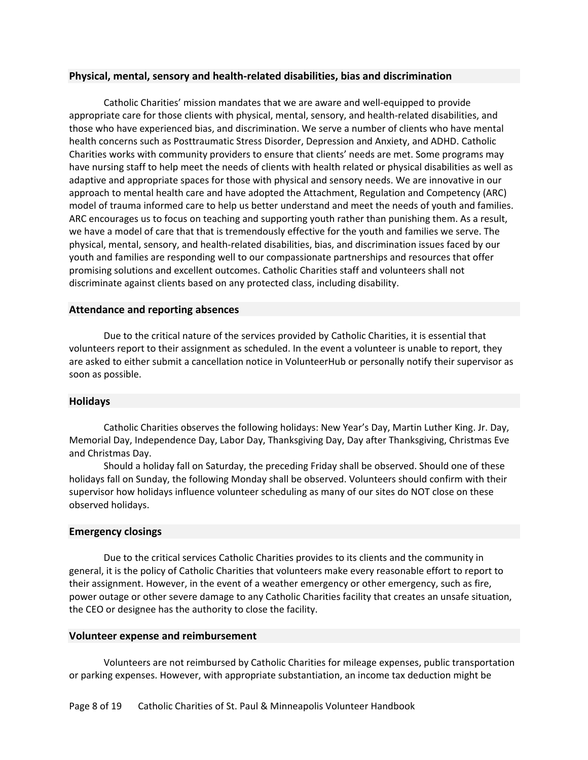## Physical, mental, sensory and health-related disabilities, bias and discrimination

Catholic Charities' mission mandates that we are aware and well-equipped to provide appropriate care for those clients with physical, mental, sensory, and health-related disabilities, and those who have experienced bias, and discrimination. We serve a number of clients who have mental health concerns such as Posttraumatic Stress Disorder, Depression and Anxiety, and ADHD. Catholic Charities works with community providers to ensure that clients' needs are met. Some programs may have nursing staff to help meet the needs of clients with health related or physical disabilities as well as adaptive and appropriate spaces for those with physical and sensory needs. We are innovative in our approach to mental health care and have adopted the Attachment, Regulation and Competency (ARC) model of trauma informed care to help us better understand and meet the needs of youth and families. ARC encourages us to focus on teaching and supporting youth rather than punishing them. As a result, we have a model of care that that is tremendously effective for the youth and families we serve. The physical, mental, sensory, and health-related disabilities, bias, and discrimination issues faced by our youth and families are responding well to our compassionate partnerships and resources that offer promising solutions and excellent outcomes. Catholic Charities staff and volunteers shall not discriminate against clients based on any protected class, including disability.

## Attendance and reporting absences

Due to the critical nature of the services provided by Catholic Charities, it is essential that volunteers report to their assignment as scheduled. In the event a volunteer is unable to report, they are asked to either submit a cancellation notice in VolunteerHub or personally notify their supervisor as soon as possible.

## Holidays

Catholic Charities observes the following holidays: New Year's Day, Martin Luther King. Jr. Day, Memorial Day, Independence Day, Labor Day, Thanksgiving Day, Day after Thanksgiving, Christmas Eve and Christmas Day.

Should a holiday fall on Saturday, the preceding Friday shall be observed. Should one of these holidays fall on Sunday, the following Monday shall be observed. Volunteers should confirm with their supervisor how holidays influence volunteer scheduling as many of our sites do NOT close on these observed holidays.

## Emergency closings

Due to the critical services Catholic Charities provides to its clients and the community in general, it is the policy of Catholic Charities that volunteers make every reasonable effort to report to their assignment. However, in the event of a weather emergency or other emergency, such as fire, power outage or other severe damage to any Catholic Charities facility that creates an unsafe situation, the CEO or designee has the authority to close the facility.

## Volunteer expense and reimbursement

Volunteers are not reimbursed by Catholic Charities for mileage expenses, public transportation or parking expenses. However, with appropriate substantiation, an income tax deduction might be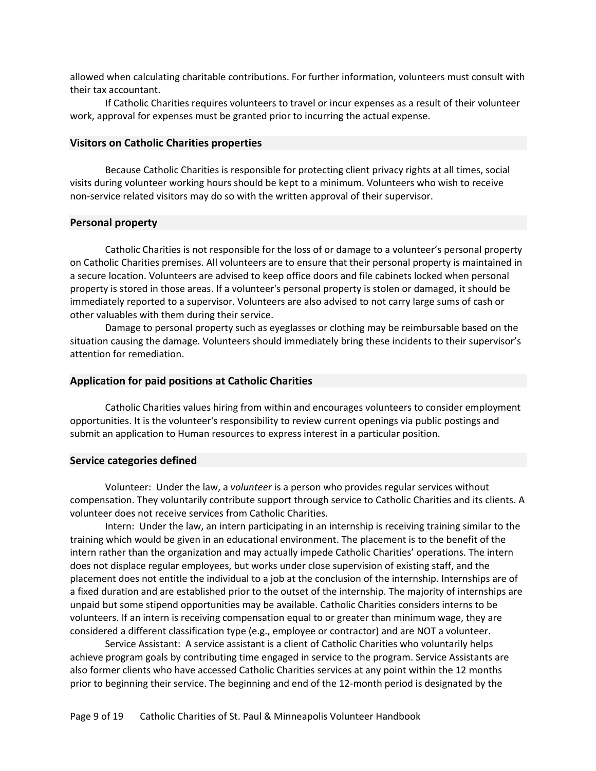allowed when calculating charitable contributions. For further information, volunteers must consult with their tax accountant.

If Catholic Charities requires volunteers to travel or incur expenses as a result of their volunteer work, approval for expenses must be granted prior to incurring the actual expense.

## Visitors on Catholic Charities properties

Because Catholic Charities is responsible for protecting client privacy rights at all times, social visits during volunteer working hours should be kept to a minimum. Volunteers who wish to receive non-service related visitors may do so with the written approval of their supervisor.

## Personal property

Catholic Charities is not responsible for the loss of or damage to a volunteer's personal property on Catholic Charities premises. All volunteers are to ensure that their personal property is maintained in a secure location. Volunteers are advised to keep office doors and file cabinets locked when personal property is stored in those areas. If a volunteer's personal property is stolen or damaged, it should be immediately reported to a supervisor. Volunteers are also advised to not carry large sums of cash or other valuables with them during their service.

Damage to personal property such as eyeglasses or clothing may be reimbursable based on the situation causing the damage. Volunteers should immediately bring these incidents to their supervisor's attention for remediation.

## Application for paid positions at Catholic Charities

Catholic Charities values hiring from within and encourages volunteers to consider employment opportunities. It is the volunteer's responsibility to review current openings via public postings and submit an application to Human resources to express interest in a particular position.

## Service categories defined

Volunteer: Under the law, a *volunteer* is a person who provides regular services without compensation. They voluntarily contribute support through service to Catholic Charities and its clients. A volunteer does not receive services from Catholic Charities.

Intern: Under the law, an intern participating in an internship is receiving training similar to the training which would be given in an educational environment. The placement is to the benefit of the intern rather than the organization and may actually impede Catholic Charities' operations. The intern does not displace regular employees, but works under close supervision of existing staff, and the placement does not entitle the individual to a job at the conclusion of the internship. Internships are of a fixed duration and are established prior to the outset of the internship. The majority of internships are unpaid but some stipend opportunities may be available. Catholic Charities considers interns to be volunteers. If an intern is receiving compensation equal to or greater than minimum wage, they are considered a different classification type (e.g., employee or contractor) and are NOT a volunteer.

Service Assistant: A service assistant is a client of Catholic Charities who voluntarily helps achieve program goals by contributing time engaged in service to the program. Service Assistants are also former clients who have accessed Catholic Charities services at any point within the 12 months prior to beginning their service. The beginning and end of the 12-month period is designated by the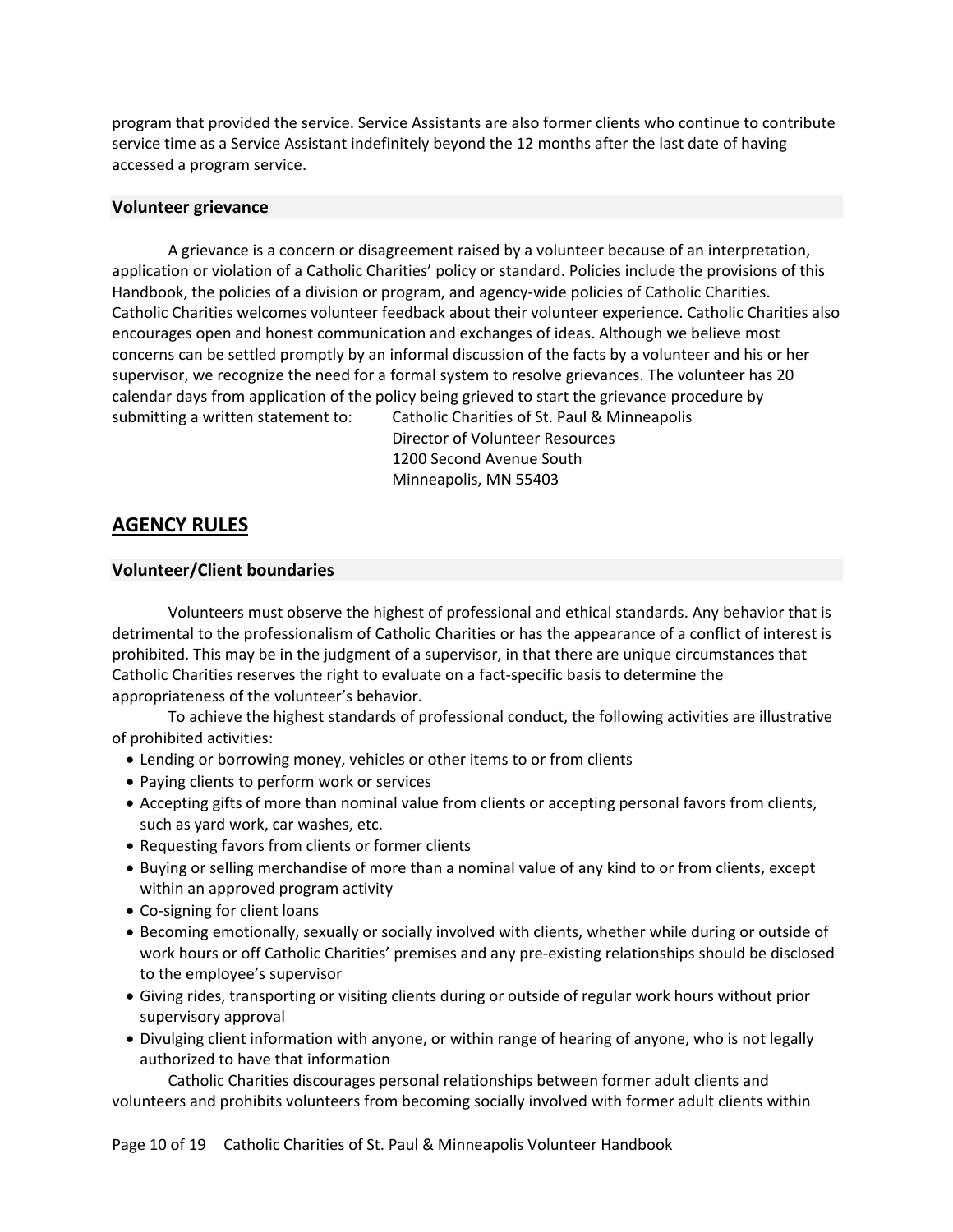program that provided the service. Service Assistants are also former clients who continue to contribute service time as a Service Assistant indefinitely beyond the 12 months after the last date of having accessed a program service.

### Volunteer grievance

A grievance is a concern or disagreement raised by a volunteer because of an interpretation, application or violation of a Catholic Charities' policy or standard. Policies include the provisions of this Handbook, the policies of a division or program, and agency-wide policies of Catholic Charities. Catholic Charities welcomes volunteer feedback about their volunteer experience. Catholic Charities also encourages open and honest communication and exchanges of ideas. Although we believe most concerns can be settled promptly by an informal discussion of the facts by a volunteer and his or her supervisor, we recognize the need for a formal system to resolve grievances. The volunteer has 20 calendar days from application of the policy being grieved to start the grievance procedure by submitting a written statement to:

Catholic Charities of St. Paul & Minneapolis
Director of Volunteer Resources
1200 Second Avenue South
Minneapolis, MN 55403

## AGENCY RULES

### Volunteer/Client boundaries

Volunteers must observe the highest of professional and ethical standards. Any behavior that is detrimental to the professionalism of Catholic Charities or has the appearance of a conflict of interest is prohibited. This may be in the judgment of a supervisor, in that there are unique circumstances that Catholic Charities reserves the right to evaluate on a fact-specific basis to determine the appropriateness of the volunteer's behavior.

To achieve the highest standards of professional conduct, the following activities are illustrative of prohibited activities:

- Lending or borrowing money, vehicles or other items to or from clients
- Paying clients to perform work or services
- Accepting gifts of more than nominal value from clients or accepting personal favors from clients, such as yard work, car washes, etc.
- Requesting favors from clients or former clients
- Buying or selling merchandise of more than a nominal value of any kind to or from clients, except within an approved program activity
- Co-signing for client loans
- Becoming emotionally, sexually or socially involved with clients, whether while during or outside of work hours or off Catholic Charities' premises and any pre-existing relationships should be disclosed to the employee's supervisor
- Giving rides, transporting or visiting clients during or outside of regular work hours without prior supervisory approval
- Divulging client information with anyone, or within range of hearing of anyone, who is not legally authorized to have that information

Catholic Charities discourages personal relationships between former adult clients and volunteers and prohibits volunteers from becoming socially involved with former adult clients within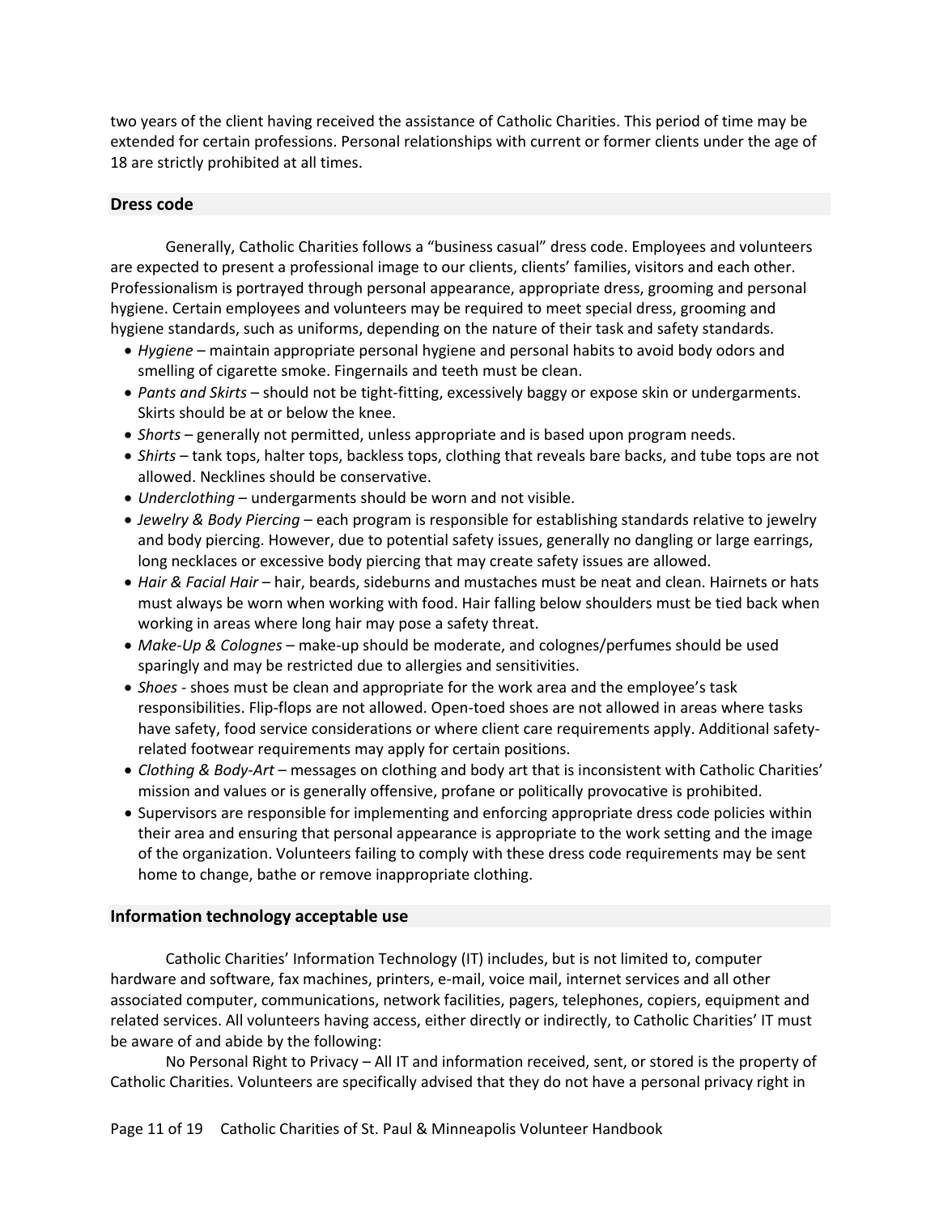two years of the client having received the assistance of Catholic Charities. This period of time may be extended for certain professions. Personal relationships with current or former clients under the age of 18 are strictly prohibited at all times.

## Dress code

Generally, Catholic Charities follows a "business casual" dress code. Employees and volunteers are expected to present a professional image to our clients, clients' families, visitors and each other. Professionalism is portrayed through personal appearance, appropriate dress, grooming and personal hygiene. Certain employees and volunteers may be required to meet special dress, grooming and hygiene standards, such as uniforms, depending on the nature of their task and safety standards.

- *Hygiene* – maintain appropriate personal hygiene and personal habits to avoid body odors and smelling of cigarette smoke. Fingernails and teeth must be clean.
- *Pants and Skirts* – should not be tight-fitting, excessively baggy or expose skin or undergarments. Skirts should be at or below the knee.
- *Shorts* – generally not permitted, unless appropriate and is based upon program needs.
- *Shirts* – tank tops, halter tops, backless tops, clothing that reveals bare backs, and tube tops are not allowed. Necklines should be conservative.
- *Underclothing* – undergarments should be worn and not visible.
- *Jewelry & Body Piercing* – each program is responsible for establishing standards relative to jewelry and body piercing. However, due to potential safety issues, generally no dangling or large earrings, long necklaces or excessive body piercing that may create safety issues are allowed.
- *Hair & Facial Hair* – hair, beards, sideburns and mustaches must be neat and clean. Hairnets or hats must always be worn when working with food. Hair falling below shoulders must be tied back when working in areas where long hair may pose a safety threat.
- *Make-Up & Colognes* – make-up should be moderate, and colognes/perfumes should be used sparingly and may be restricted due to allergies and sensitivities.
- *Shoes* - shoes must be clean and appropriate for the work area and the employee's task responsibilities. Flip-flops are not allowed. Open-toed shoes are not allowed in areas where tasks have safety, food service considerations or where client care requirements apply. Additional safety-related footwear requirements may apply for certain positions.
- *Clothing & Body-Art* – messages on clothing and body art that is inconsistent with Catholic Charities' mission and values or is generally offensive, profane or politically provocative is prohibited.
- Supervisors are responsible for implementing and enforcing appropriate dress code policies within their area and ensuring that personal appearance is appropriate to the work setting and the image of the organization. Volunteers failing to comply with these dress code requirements may be sent home to change, bathe or remove inappropriate clothing.

## Information technology acceptable use

Catholic Charities' Information Technology (IT) includes, but is not limited to, computer hardware and software, fax machines, printers, e-mail, voice mail, internet services and all other associated computer, communications, network facilities, pagers, telephones, copiers, equipment and related services. All volunteers having access, either directly or indirectly, to Catholic Charities' IT must be aware of and abide by the following:

No Personal Right to Privacy – All IT and information received, sent, or stored is the property of Catholic Charities. Volunteers are specifically advised that they do not have a personal privacy right in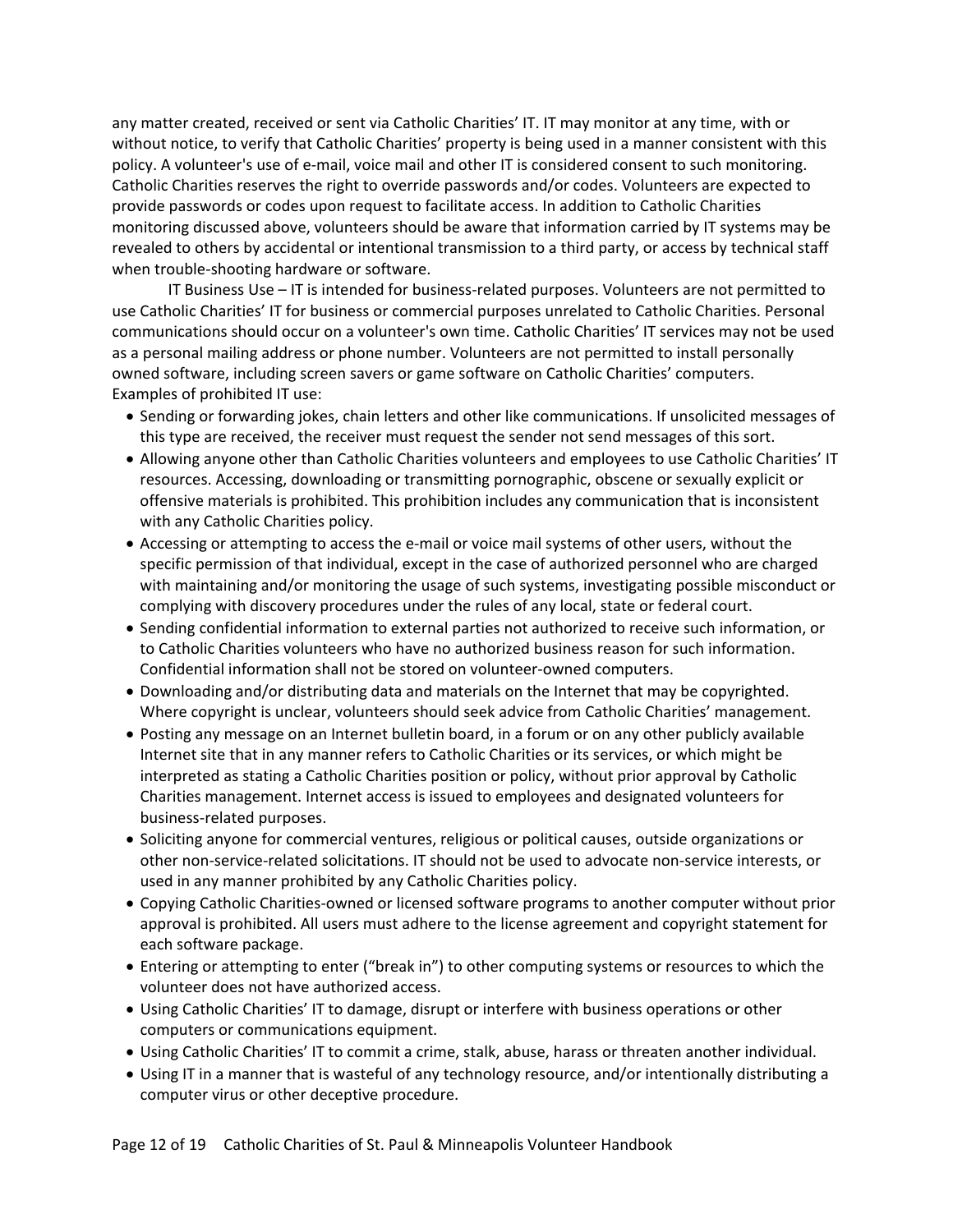any matter created, received or sent via Catholic Charities' IT. IT may monitor at any time, with or without notice, to verify that Catholic Charities' property is being used in a manner consistent with this policy. A volunteer's use of e-mail, voice mail and other IT is considered consent to such monitoring. Catholic Charities reserves the right to override passwords and/or codes. Volunteers are expected to provide passwords or codes upon request to facilitate access. In addition to Catholic Charities monitoring discussed above, volunteers should be aware that information carried by IT systems may be revealed to others by accidental or intentional transmission to a third party, or access by technical staff when trouble-shooting hardware or software.

IT Business Use – IT is intended for business-related purposes. Volunteers are not permitted to use Catholic Charities' IT for business or commercial purposes unrelated to Catholic Charities. Personal communications should occur on a volunteer's own time. Catholic Charities' IT services may not be used as a personal mailing address or phone number. Volunteers are not permitted to install personally owned software, including screen savers or game software on Catholic Charities' computers. Examples of prohibited IT use:

- Sending or forwarding jokes, chain letters and other like communications. If unsolicited messages of this type are received, the receiver must request the sender not send messages of this sort.
- Allowing anyone other than Catholic Charities volunteers and employees to use Catholic Charities' IT resources. Accessing, downloading or transmitting pornographic, obscene or sexually explicit or offensive materials is prohibited. This prohibition includes any communication that is inconsistent with any Catholic Charities policy.
- Accessing or attempting to access the e-mail or voice mail systems of other users, without the specific permission of that individual, except in the case of authorized personnel who are charged with maintaining and/or monitoring the usage of such systems, investigating possible misconduct or complying with discovery procedures under the rules of any local, state or federal court.
- Sending confidential information to external parties not authorized to receive such information, or to Catholic Charities volunteers who have no authorized business reason for such information. Confidential information shall not be stored on volunteer-owned computers.
- Downloading and/or distributing data and materials on the Internet that may be copyrighted. Where copyright is unclear, volunteers should seek advice from Catholic Charities' management.
- Posting any message on an Internet bulletin board, in a forum or on any other publicly available Internet site that in any manner refers to Catholic Charities or its services, or which might be interpreted as stating a Catholic Charities position or policy, without prior approval by Catholic Charities management. Internet access is issued to employees and designated volunteers for business-related purposes.
- Soliciting anyone for commercial ventures, religious or political causes, outside organizations or other non-service-related solicitations. IT should not be used to advocate non-service interests, or used in any manner prohibited by any Catholic Charities policy.
- Copying Catholic Charities-owned or licensed software programs to another computer without prior approval is prohibited. All users must adhere to the license agreement and copyright statement for each software package.
- Entering or attempting to enter ("break in") to other computing systems or resources to which the volunteer does not have authorized access.
- Using Catholic Charities' IT to damage, disrupt or interfere with business operations or other computers or communications equipment.
- Using Catholic Charities' IT to commit a crime, stalk, abuse, harass or threaten another individual.
- Using IT in a manner that is wasteful of any technology resource, and/or intentionally distributing a computer virus or other deceptive procedure.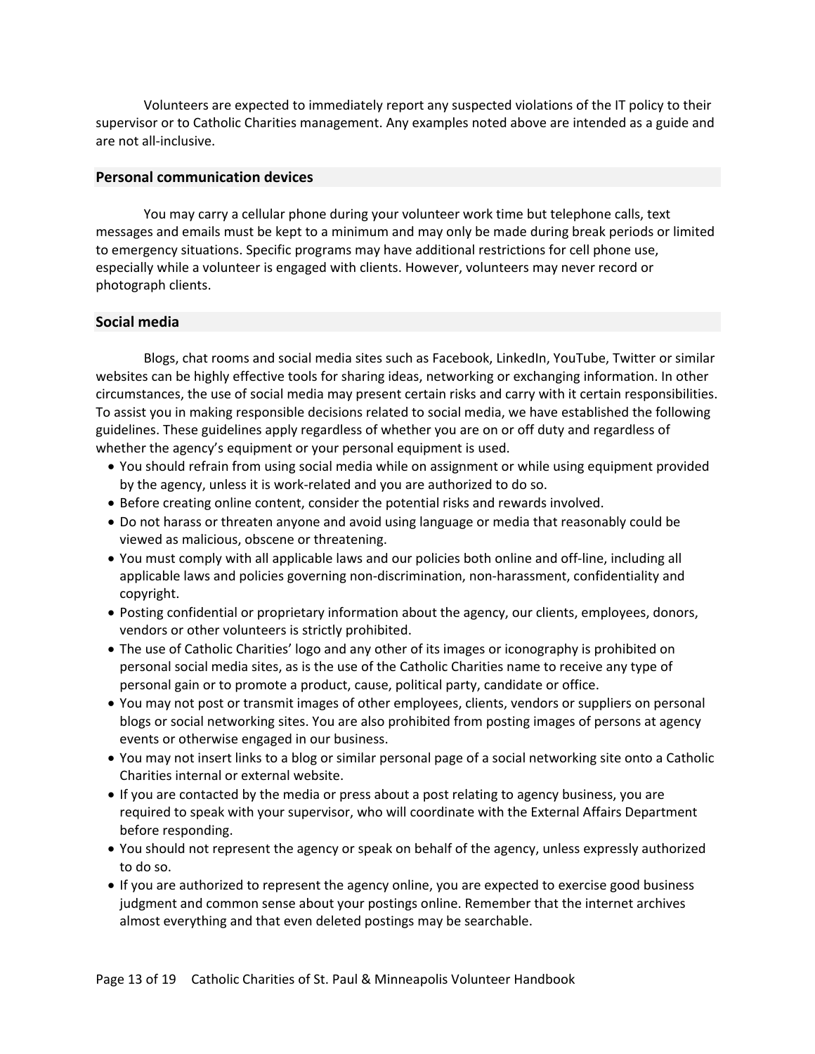Volunteers are expected to immediately report any suspected violations of the IT policy to their supervisor or to Catholic Charities management. Any examples noted above are intended as a guide and are not all-inclusive.

## Personal communication devices

You may carry a cellular phone during your volunteer work time but telephone calls, text messages and emails must be kept to a minimum and may only be made during break periods or limited to emergency situations. Specific programs may have additional restrictions for cell phone use, especially while a volunteer is engaged with clients. However, volunteers may never record or photograph clients.

## Social media

Blogs, chat rooms and social media sites such as Facebook, LinkedIn, YouTube, Twitter or similar websites can be highly effective tools for sharing ideas, networking or exchanging information. In other circumstances, the use of social media may present certain risks and carry with it certain responsibilities. To assist you in making responsible decisions related to social media, we have established the following guidelines. These guidelines apply regardless of whether you are on or off duty and regardless of whether the agency's equipment or your personal equipment is used.

- You should refrain from using social media while on assignment or while using equipment provided by the agency, unless it is work-related and you are authorized to do so.
- Before creating online content, consider the potential risks and rewards involved.
- Do not harass or threaten anyone and avoid using language or media that reasonably could be viewed as malicious, obscene or threatening.
- You must comply with all applicable laws and our policies both online and off-line, including all applicable laws and policies governing non-discrimination, non-harassment, confidentiality and copyright.
- Posting confidential or proprietary information about the agency, our clients, employees, donors, vendors or other volunteers is strictly prohibited.
- The use of Catholic Charities' logo and any other of its images or iconography is prohibited on personal social media sites, as is the use of the Catholic Charities name to receive any type of personal gain or to promote a product, cause, political party, candidate or office.
- You may not post or transmit images of other employees, clients, vendors or suppliers on personal blogs or social networking sites. You are also prohibited from posting images of persons at agency events or otherwise engaged in our business.
- You may not insert links to a blog or similar personal page of a social networking site onto a Catholic Charities internal or external website.
- If you are contacted by the media or press about a post relating to agency business, you are required to speak with your supervisor, who will coordinate with the External Affairs Department before responding.
- You should not represent the agency or speak on behalf of the agency, unless expressly authorized to do so.
- If you are authorized to represent the agency online, you are expected to exercise good business judgment and common sense about your postings online. Remember that the internet archives almost everything and that even deleted postings may be searchable.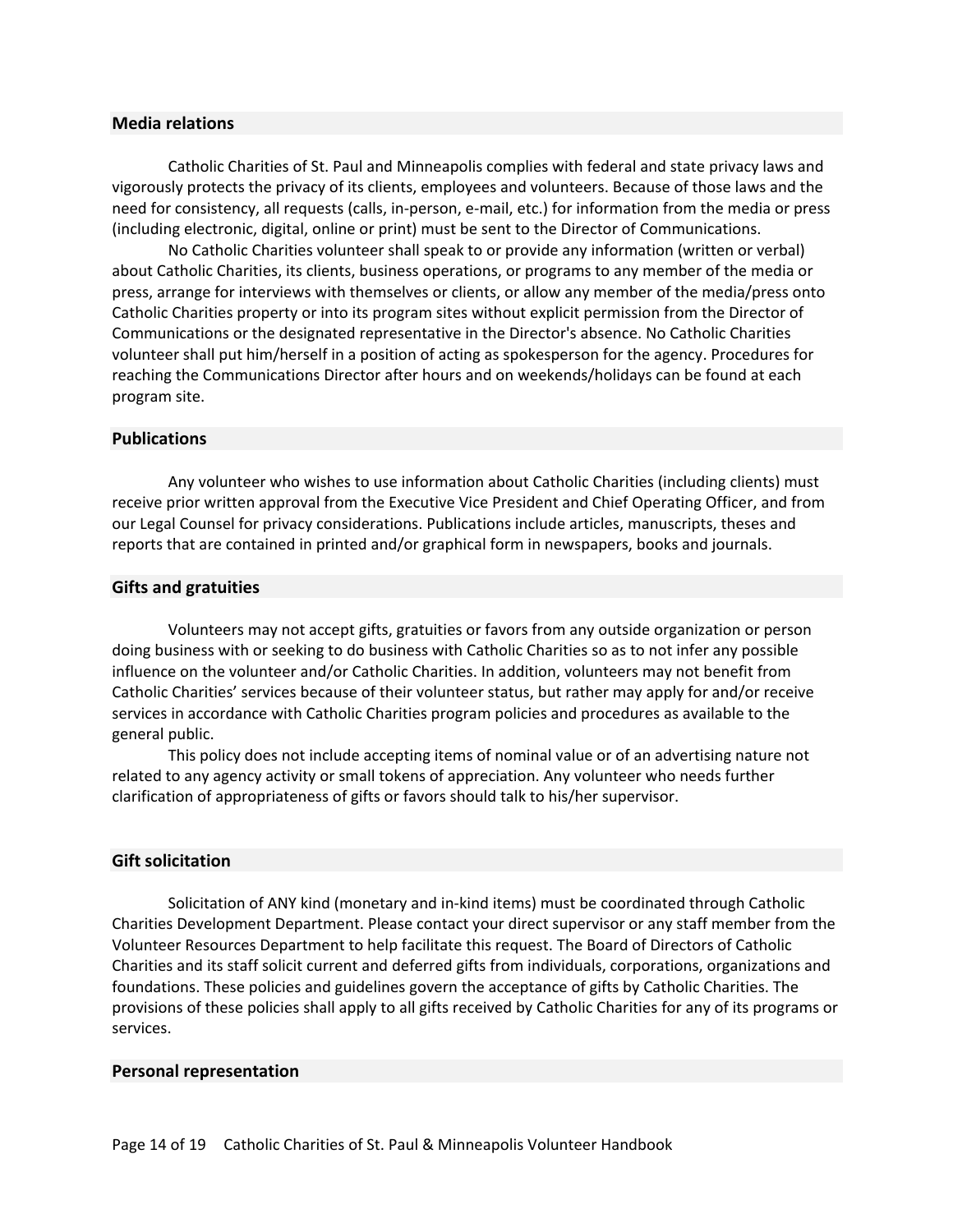## Media relations

Catholic Charities of St. Paul and Minneapolis complies with federal and state privacy laws and vigorously protects the privacy of its clients, employees and volunteers. Because of those laws and the need for consistency, all requests (calls, in-person, e-mail, etc.) for information from the media or press (including electronic, digital, online or print) must be sent to the Director of Communications.

No Catholic Charities volunteer shall speak to or provide any information (written or verbal) about Catholic Charities, its clients, business operations, or programs to any member of the media or press, arrange for interviews with themselves or clients, or allow any member of the media/press onto Catholic Charities property or into its program sites without explicit permission from the Director of Communications or the designated representative in the Director's absence. No Catholic Charities volunteer shall put him/herself in a position of acting as spokesperson for the agency. Procedures for reaching the Communications Director after hours and on weekends/holidays can be found at each program site.

## Publications

Any volunteer who wishes to use information about Catholic Charities (including clients) must receive prior written approval from the Executive Vice President and Chief Operating Officer, and from our Legal Counsel for privacy considerations. Publications include articles, manuscripts, theses and reports that are contained in printed and/or graphical form in newspapers, books and journals.

## Gifts and gratuities

Volunteers may not accept gifts, gratuities or favors from any outside organization or person doing business with or seeking to do business with Catholic Charities so as to not infer any possible influence on the volunteer and/or Catholic Charities. In addition, volunteers may not benefit from Catholic Charities' services because of their volunteer status, but rather may apply for and/or receive services in accordance with Catholic Charities program policies and procedures as available to the general public.

This policy does not include accepting items of nominal value or of an advertising nature not related to any agency activity or small tokens of appreciation. Any volunteer who needs further clarification of appropriateness of gifts or favors should talk to his/her supervisor.

## Gift solicitation

Solicitation of ANY kind (monetary and in-kind items) must be coordinated through Catholic Charities Development Department. Please contact your direct supervisor or any staff member from the Volunteer Resources Department to help facilitate this request. The Board of Directors of Catholic Charities and its staff solicit current and deferred gifts from individuals, corporations, organizations and foundations. These policies and guidelines govern the acceptance of gifts by Catholic Charities. The provisions of these policies shall apply to all gifts received by Catholic Charities for any of its programs or services.

## Personal representation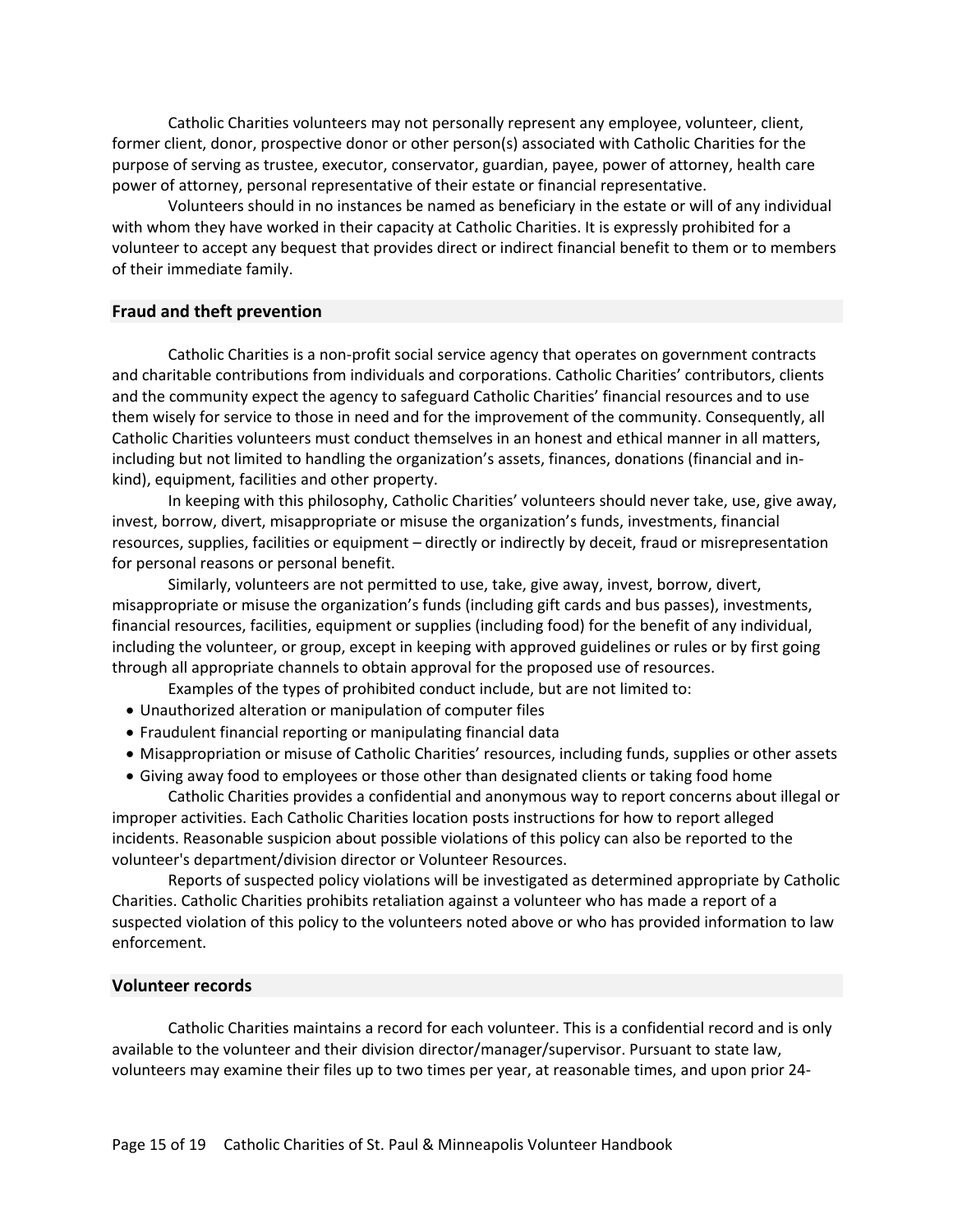Catholic Charities volunteers may not personally represent any employee, volunteer, client, former client, donor, prospective donor or other person(s) associated with Catholic Charities for the purpose of serving as trustee, executor, conservator, guardian, payee, power of attorney, health care power of attorney, personal representative of their estate or financial representative.

Volunteers should in no instances be named as beneficiary in the estate or will of any individual with whom they have worked in their capacity at Catholic Charities. It is expressly prohibited for a volunteer to accept any bequest that provides direct or indirect financial benefit to them or to members of their immediate family.

## Fraud and theft prevention

Catholic Charities is a non-profit social service agency that operates on government contracts and charitable contributions from individuals and corporations. Catholic Charities' contributors, clients and the community expect the agency to safeguard Catholic Charities' financial resources and to use them wisely for service to those in need and for the improvement of the community. Consequently, all Catholic Charities volunteers must conduct themselves in an honest and ethical manner in all matters, including but not limited to handling the organization's assets, finances, donations (financial and in-kind), equipment, facilities and other property.

In keeping with this philosophy, Catholic Charities' volunteers should never take, use, give away, invest, borrow, divert, misappropriate or misuse the organization's funds, investments, financial resources, supplies, facilities or equipment – directly or indirectly by deceit, fraud or misrepresentation for personal reasons or personal benefit.

Similarly, volunteers are not permitted to use, take, give away, invest, borrow, divert, misappropriate or misuse the organization's funds (including gift cards and bus passes), investments, financial resources, facilities, equipment or supplies (including food) for the benefit of any individual, including the volunteer, or group, except in keeping with approved guidelines or rules or by first going through all appropriate channels to obtain approval for the proposed use of resources.

Examples of the types of prohibited conduct include, but are not limited to:

- Unauthorized alteration or manipulation of computer files
- Fraudulent financial reporting or manipulating financial data
- Misappropriation or misuse of Catholic Charities' resources, including funds, supplies or other assets
- Giving away food to employees or those other than designated clients or taking food home

Catholic Charities provides a confidential and anonymous way to report concerns about illegal or improper activities. Each Catholic Charities location posts instructions for how to report alleged incidents. Reasonable suspicion about possible violations of this policy can also be reported to the volunteer's department/division director or Volunteer Resources.

Reports of suspected policy violations will be investigated as determined appropriate by Catholic Charities. Catholic Charities prohibits retaliation against a volunteer who has made a report of a suspected violation of this policy to the volunteers noted above or who has provided information to law enforcement.

## Volunteer records

Catholic Charities maintains a record for each volunteer. This is a confidential record and is only available to the volunteer and their division director/manager/supervisor. Pursuant to state law, volunteers may examine their files up to two times per year, at reasonable times, and upon prior 24-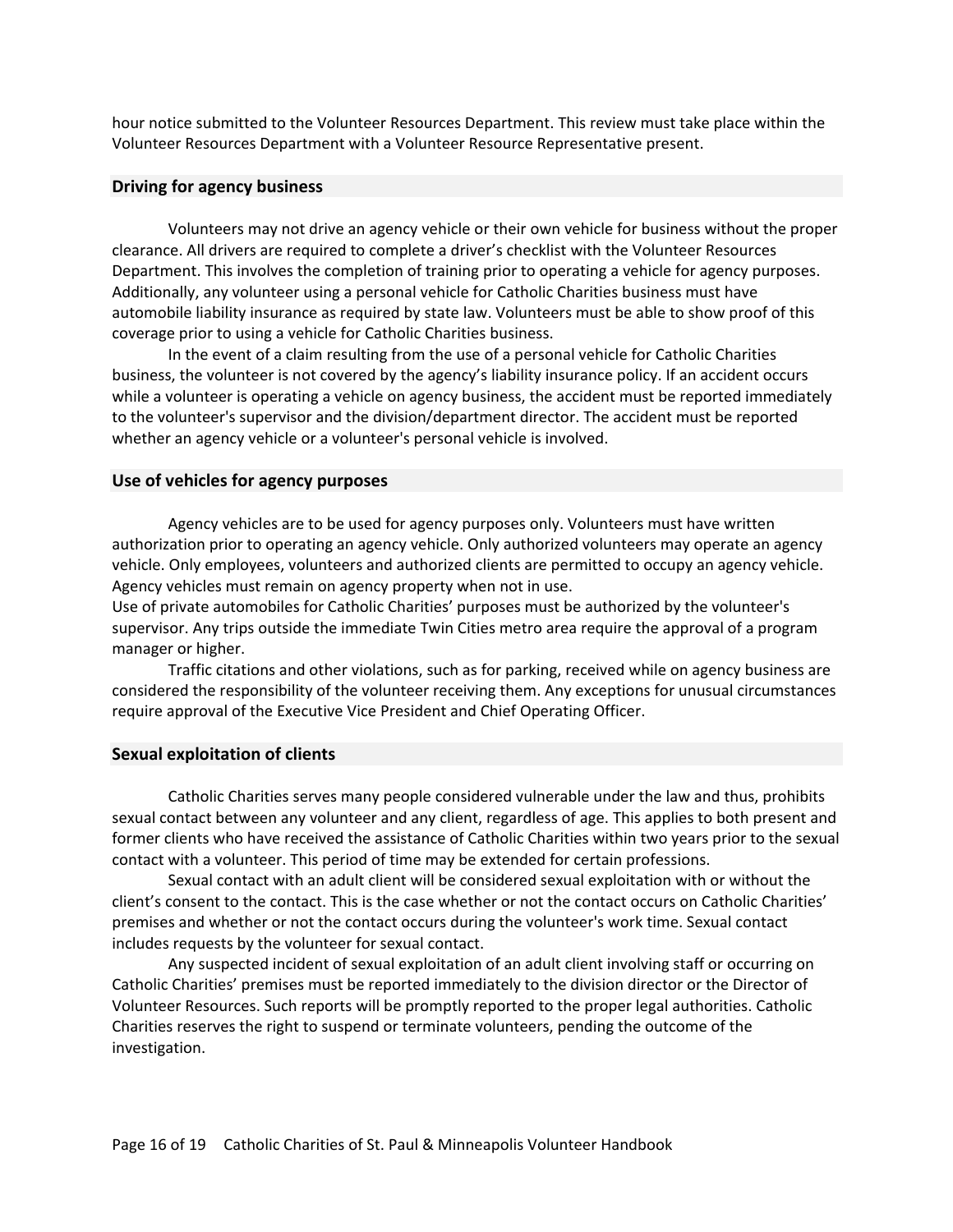hour notice submitted to the Volunteer Resources Department. This review must take place within the Volunteer Resources Department with a Volunteer Resource Representative present.

### Driving for agency business

Volunteers may not drive an agency vehicle or their own vehicle for business without the proper clearance. All drivers are required to complete a driver's checklist with the Volunteer Resources Department. This involves the completion of training prior to operating a vehicle for agency purposes. Additionally, any volunteer using a personal vehicle for Catholic Charities business must have automobile liability insurance as required by state law. Volunteers must be able to show proof of this coverage prior to using a vehicle for Catholic Charities business.

In the event of a claim resulting from the use of a personal vehicle for Catholic Charities business, the volunteer is not covered by the agency's liability insurance policy. If an accident occurs while a volunteer is operating a vehicle on agency business, the accident must be reported immediately to the volunteer's supervisor and the division/department director. The accident must be reported whether an agency vehicle or a volunteer's personal vehicle is involved.

### Use of vehicles for agency purposes

Agency vehicles are to be used for agency purposes only. Volunteers must have written authorization prior to operating an agency vehicle. Only authorized volunteers may operate an agency vehicle. Only employees, volunteers and authorized clients are permitted to occupy an agency vehicle. Agency vehicles must remain on agency property when not in use.

Use of private automobiles for Catholic Charities' purposes must be authorized by the volunteer's supervisor. Any trips outside the immediate Twin Cities metro area require the approval of a program manager or higher.

Traffic citations and other violations, such as for parking, received while on agency business are considered the responsibility of the volunteer receiving them. Any exceptions for unusual circumstances require approval of the Executive Vice President and Chief Operating Officer.

### Sexual exploitation of clients

Catholic Charities serves many people considered vulnerable under the law and thus, prohibits sexual contact between any volunteer and any client, regardless of age. This applies to both present and former clients who have received the assistance of Catholic Charities within two years prior to the sexual contact with a volunteer. This period of time may be extended for certain professions.

Sexual contact with an adult client will be considered sexual exploitation with or without the client's consent to the contact. This is the case whether or not the contact occurs on Catholic Charities' premises and whether or not the contact occurs during the volunteer's work time. Sexual contact includes requests by the volunteer for sexual contact.

Any suspected incident of sexual exploitation of an adult client involving staff or occurring on Catholic Charities' premises must be reported immediately to the division director or the Director of Volunteer Resources. Such reports will be promptly reported to the proper legal authorities. Catholic Charities reserves the right to suspend or terminate volunteers, pending the outcome of the investigation.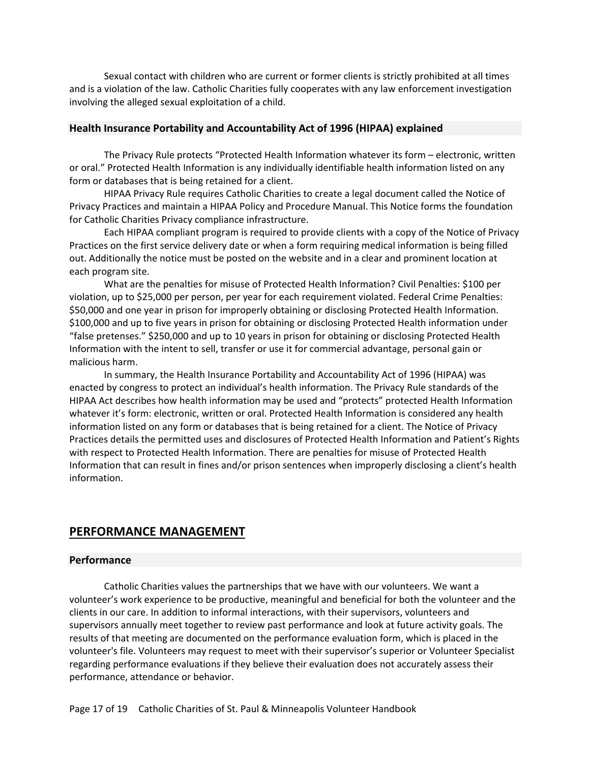Sexual contact with children who are current or former clients is strictly prohibited at all times and is a violation of the law. Catholic Charities fully cooperates with any law enforcement investigation involving the alleged sexual exploitation of a child.

### Health Insurance Portability and Accountability Act of 1996 (HIPAA) explained

The Privacy Rule protects "Protected Health Information whatever its form – electronic, written or oral." Protected Health Information is any individually identifiable health information listed on any form or databases that is being retained for a client.

HIPAA Privacy Rule requires Catholic Charities to create a legal document called the Notice of Privacy Practices and maintain a HIPAA Policy and Procedure Manual. This Notice forms the foundation for Catholic Charities Privacy compliance infrastructure.

Each HIPAA compliant program is required to provide clients with a copy of the Notice of Privacy Practices on the first service delivery date or when a form requiring medical information is being filled out. Additionally the notice must be posted on the website and in a clear and prominent location at each program site.

What are the penalties for misuse of Protected Health Information? Civil Penalties: $100 per violation, up to $25,000 per person, per year for each requirement violated. Federal Crime Penalties: $50,000 and one year in prison for improperly obtaining or disclosing Protected Health Information. $100,000 and up to five years in prison for obtaining or disclosing Protected Health information under "false pretenses." $250,000 and up to 10 years in prison for obtaining or disclosing Protected Health Information with the intent to sell, transfer or use it for commercial advantage, personal gain or malicious harm.

In summary, the Health Insurance Portability and Accountability Act of 1996 (HIPAA) was enacted by congress to protect an individual's health information. The Privacy Rule standards of the HIPAA Act describes how health information may be used and "protects" protected Health Information whatever it's form: electronic, written or oral. Protected Health Information is considered any health information listed on any form or databases that is being retained for a client. The Notice of Privacy Practices details the permitted uses and disclosures of Protected Health Information and Patient's Rights with respect to Protected Health Information. There are penalties for misuse of Protected Health Information that can result in fines and/or prison sentences when improperly disclosing a client's health information.

## PERFORMANCE MANAGEMENT

### Performance

Catholic Charities values the partnerships that we have with our volunteers. We want a volunteer's work experience to be productive, meaningful and beneficial for both the volunteer and the clients in our care. In addition to informal interactions, with their supervisors, volunteers and supervisors annually meet together to review past performance and look at future activity goals. The results of that meeting are documented on the performance evaluation form, which is placed in the volunteer's file. Volunteers may request to meet with their supervisor's superior or Volunteer Specialist regarding performance evaluations if they believe their evaluation does not accurately assess their performance, attendance or behavior.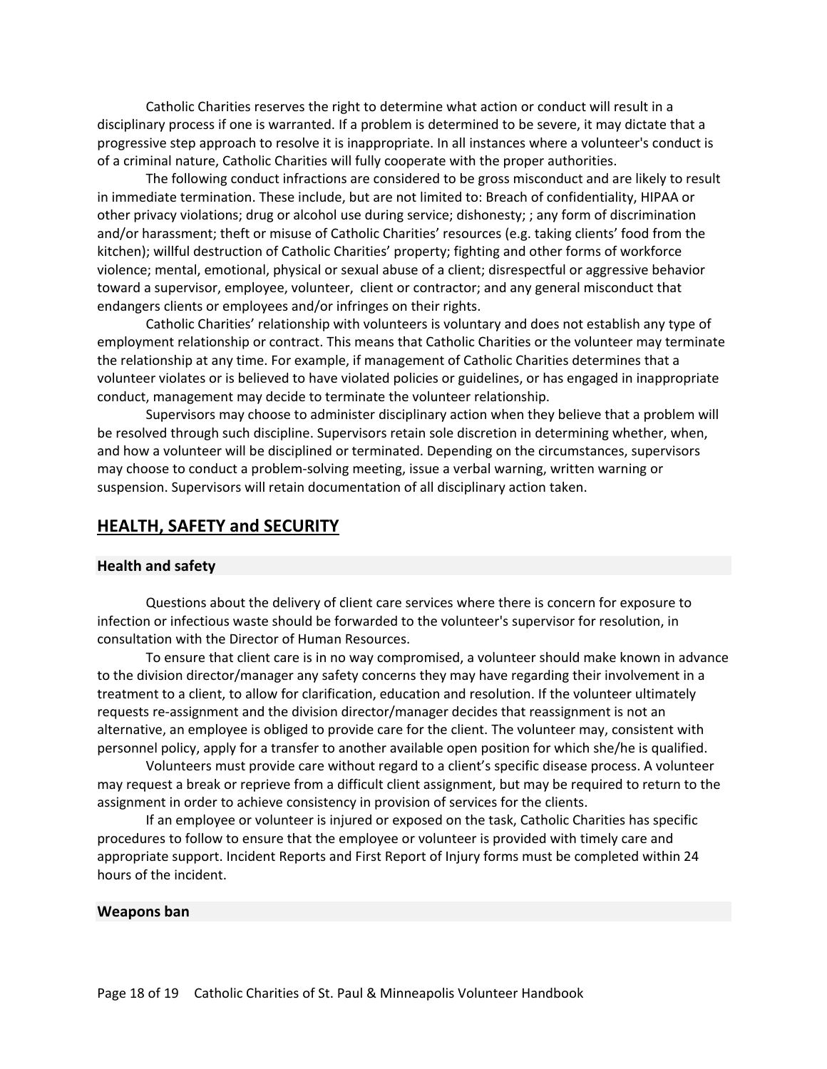Catholic Charities reserves the right to determine what action or conduct will result in a disciplinary process if one is warranted. If a problem is determined to be severe, it may dictate that a progressive step approach to resolve it is inappropriate. In all instances where a volunteer's conduct is of a criminal nature, Catholic Charities will fully cooperate with the proper authorities.

The following conduct infractions are considered to be gross misconduct and are likely to result in immediate termination. These include, but are not limited to: Breach of confidentiality, HIPAA or other privacy violations; drug or alcohol use during service; dishonesty; ; any form of discrimination and/or harassment; theft or misuse of Catholic Charities' resources (e.g. taking clients' food from the kitchen); willful destruction of Catholic Charities' property; fighting and other forms of workforce violence; mental, emotional, physical or sexual abuse of a client; disrespectful or aggressive behavior toward a supervisor, employee, volunteer, client or contractor; and any general misconduct that endangers clients or employees and/or infringes on their rights.

Catholic Charities' relationship with volunteers is voluntary and does not establish any type of employment relationship or contract. This means that Catholic Charities or the volunteer may terminate the relationship at any time. For example, if management of Catholic Charities determines that a volunteer violates or is believed to have violated policies or guidelines, or has engaged in inappropriate conduct, management may decide to terminate the volunteer relationship.

Supervisors may choose to administer disciplinary action when they believe that a problem will be resolved through such discipline. Supervisors retain sole discretion in determining whether, when, and how a volunteer will be disciplined or terminated. Depending on the circumstances, supervisors may choose to conduct a problem-solving meeting, issue a verbal warning, written warning or suspension. Supervisors will retain documentation of all disciplinary action taken.

## HEALTH, SAFETY and SECURITY

### Health and safety

Questions about the delivery of client care services where there is concern for exposure to infection or infectious waste should be forwarded to the volunteer's supervisor for resolution, in consultation with the Director of Human Resources.

To ensure that client care is in no way compromised, a volunteer should make known in advance to the division director/manager any safety concerns they may have regarding their involvement in a treatment to a client, to allow for clarification, education and resolution. If the volunteer ultimately requests re-assignment and the division director/manager decides that reassignment is not an alternative, an employee is obliged to provide care for the client. The volunteer may, consistent with personnel policy, apply for a transfer to another available open position for which she/he is qualified.

Volunteers must provide care without regard to a client's specific disease process. A volunteer may request a break or reprieve from a difficult client assignment, but may be required to return to the assignment in order to achieve consistency in provision of services for the clients.

If an employee or volunteer is injured or exposed on the task, Catholic Charities has specific procedures to follow to ensure that the employee or volunteer is provided with timely care and appropriate support. Incident Reports and First Report of Injury forms must be completed within 24 hours of the incident.

### Weapons ban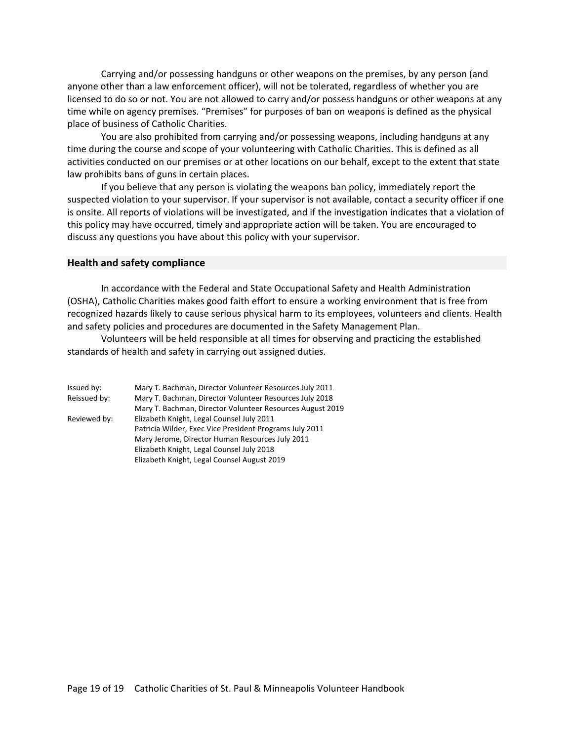Carrying and/or possessing handguns or other weapons on the premises, by any person (and anyone other than a law enforcement officer), will not be tolerated, regardless of whether you are licensed to do so or not. You are not allowed to carry and/or possess handguns or other weapons at any time while on agency premises. “Premises” for purposes of ban on weapons is defined as the physical place of business of Catholic Charities.

You are also prohibited from carrying and/or possessing weapons, including handguns at any time during the course and scope of your volunteering with Catholic Charities. This is defined as all activities conducted on our premises or at other locations on our behalf, except to the extent that state law prohibits bans of guns in certain places.

If you believe that any person is violating the weapons ban policy, immediately report the suspected violation to your supervisor. If your supervisor is not available, contact a security officer if one is onsite. All reports of violations will be investigated, and if the investigation indicates that a violation of this policy may have occurred, timely and appropriate action will be taken. You are encouraged to discuss any questions you have about this policy with your supervisor.

## Health and safety compliance

In accordance with the Federal and State Occupational Safety and Health Administration (OSHA), Catholic Charities makes good faith effort to ensure a working environment that is free from recognized hazards likely to cause serious physical harm to its employees, volunteers and clients. Health and safety policies and procedures are documented in the Safety Management Plan.

Volunteers will be held responsible at all times for observing and practicing the established standards of health and safety in carrying out assigned duties.

| | |
|---|---|
| Issued by: | Mary T. Bachman, Director Volunteer Resources July 2011 |
| Reissued by: | Mary T. Bachman, Director Volunteer Resources July 2018 |
| | Mary T. Bachman, Director Volunteer Resources August 2019 |
| Reviewed by: | Elizabeth Knight, Legal Counsel July 2011 |
| | Patricia Wilder, Exec Vice President Programs July 2011 |
| | Mary Jerome, Director Human Resources July 2011 |
| | Elizabeth Knight, Legal Counsel July 2018 |
| | Elizabeth Knight, Legal Counsel August 2019 |